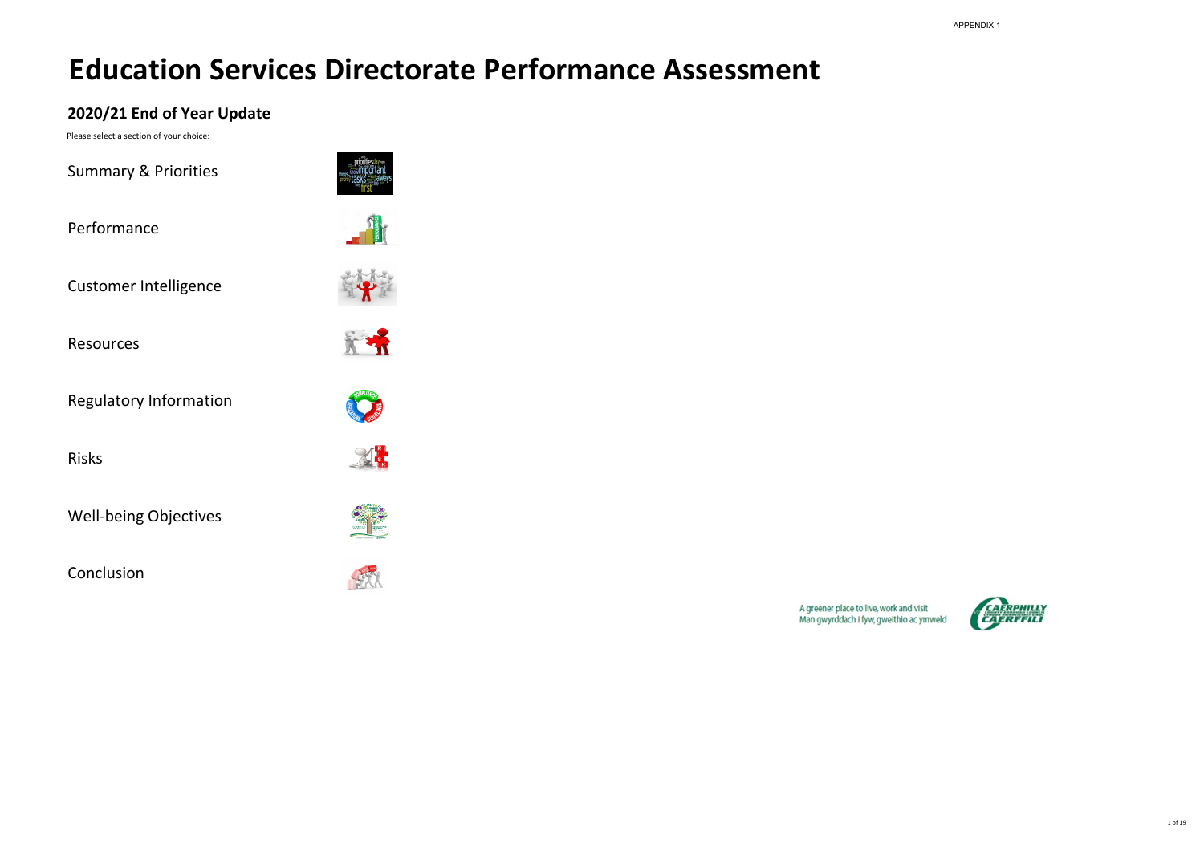APPENDIX 1

# Education Services Directorate Performance Assessment

## 2020/21 End of Year Update

Please select a section of your choice:

Summary & Priorities

Performance

Customer Intelligence

Resources

Regulatory Information

Risks

Well-being Objectives

Conclusion

A greener place to live, work and visit
Man gwyrddach i fyw, gweithio ac ymweld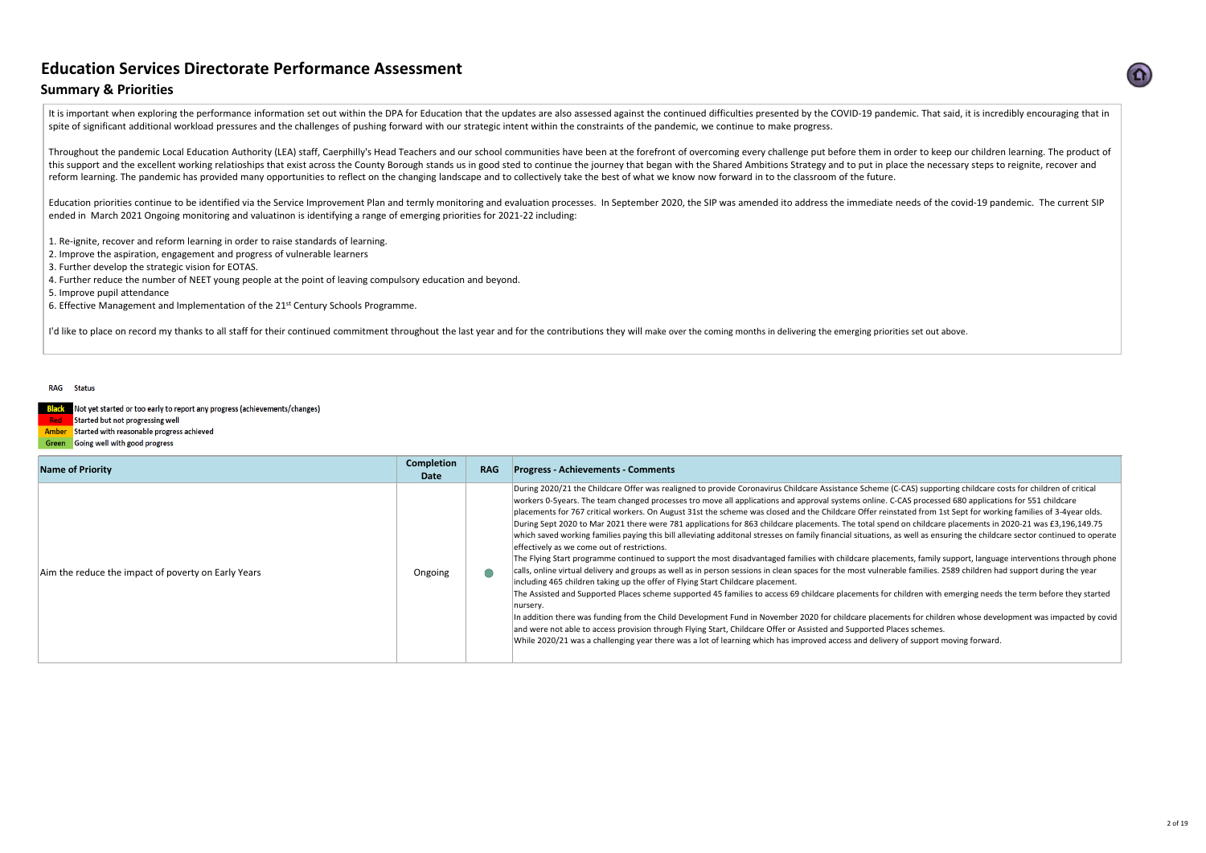# Education Services Directorate Performance Assessment

## Summary & Priorities

It is important when exploring the performance information set out within the DPA for Education that the updates are also assessed against the continued difficulties presented by the COVID-19 pandemic. That said, it is incredibly encouraging that in spite of significant additional workload pressures and the challenges of pushing forward with our strategic intent within the constraints of the pandemic, we continue to make progress.

Throughout the pandemic Local Education Authority (LEA) staff, Caerphilly's Head Teachers and our school communities have been at the forefront of overcoming every challenge put before them in order to keep our children learning. The product of this support and the excellent working relatioships that exist across the County Borough stands us in good sted to continue the journey that began with the Shared Ambitions Strategy and to put in place the necessary steps to reignite, recover and reform learning. The pandemic has provided many opportunities to reflect on the changing landscape and to collectively take the best of what we know now forward in to the classroom of the future.

Education priorities continue to be identified via the Service Improvement Plan and termly monitoring and evaluation processes. In September 2020, the SIP was amended ito address the immediate needs of the covid-19 pandemic. The current SIP ended in March 2021 Ongoing monitoring and valuatinon is identifying a range of emerging priorities for 2021-22 including:

1. Re-ignite, recover and reform learning in order to raise standards of learning.
2. Improve the aspiration, engagement and progress of vulnerable learners
3. Further develop the strategic vision for EOTAS.
4. Further reduce the number of NEET young people at the point of leaving compulsory education and beyond.
5. Improve pupil attendance
6. Effective Management and Implementation of the 21st Century Schools Programme.

I'd like to place on record my thanks to all staff for their continued commitment throughout the last year and for the contributions they will make over the coming months in delivering the emerging priorities set out above.

| RAG | Status |
|---|---|
| Black | Not yet started or too early to report any progress (achievements/changes) |
| Red | Started but not progressing well |
| Amber | Started with reasonable progress achieved |
| Green | Going well with good progress |

| Name of Priority | Completion Date | RAG | Progress - Achievements - Comments |
|---|---|---|---|
| Aim the reduce the impact of poverty on Early Years | Ongoing | Green | During 2020/21 the Childcare Offer was realigned to provide Coronavirus Childcare Assistance Scheme (C-CAS) supporting childcare costs for children of critical workers 0-5years. The team changed processes tro move all applications and approval systems online. C-CAS processed 680 applications for 551 childcare placements for 767 critical workers. On August 31st the scheme was closed and the Childcare Offer reinstated from 1st Sept for working families of 3-4year olds. During Sept 2020 to Mar 2021 there were 781 applications for 863 childcare placements. The total spend on childcare placements in 2020-21 was £3,196,149.75 which saved working families paying this bill alleviating additonal stresses on family financial situations, as well as ensuring the childcare sector continued to operate effectively as we come out of restrictions.<br>The Flying Start programme continued to support the most disadvantaged families with childcare placements, family support, language interventions through phone calls, online virtual delivery and groups as well as in person sessions in clean spaces for the most vulnerable families. 2589 children had support during the year including 465 children taking up the offer of Flying Start Childcare placement.<br>The Assisted and Supported Places scheme supported 45 families to access 69 childcare placements for children with emerging needs the term before they started nursery.<br>In addition there was funding from the Child Development Fund in November 2020 for childcare placements for children whose development was impacted by covid and were not able to access provision through Flying Start, Childcare Offer or Assisted and Supported Places schemes.<br>While 2020/21 was a challenging year there was a lot of learning which has improved access and delivery of support moving forward. |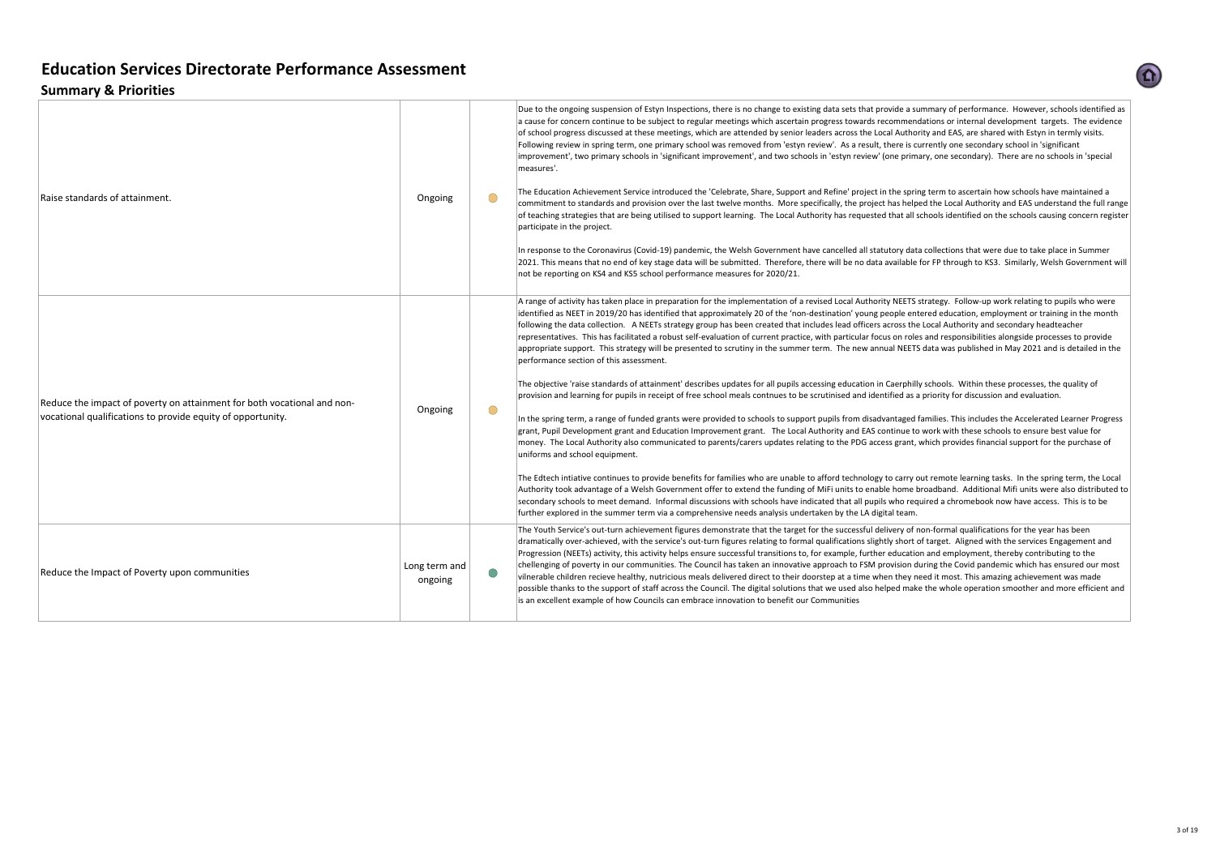# Education Services Directorate Performance Assessment

## Summary & Priorities

| | | | |
|---|---|---|---|
| Raise standards of attainment. | Ongoing | ● | Due to the ongoing suspension of Estyn Inspections, there is no change to existing data sets that provide a summary of performance. However, schools identified as a cause for concern continue to be subject to regular meetings which ascertain progress towards recommendations or internal development targets. The evidence of school progress discussed at these meetings, which are attended by senior leaders across the Local Authority and EAS, are shared with Estyn in termly visits. Following review in spring term, one primary school was removed from 'estyn review'. As a result, there is currently one secondary school in 'significant improvement', two primary schools in 'significant improvement', and two schools in 'estyn review' (one primary, one secondary). There are no schools in 'special measures'.<br><br>The Education Achievement Service introduced the 'Celebrate, Share, Support and Refine' project in the spring term to ascertain how schools have maintained a commitment to standards and provision over the last twelve months. More specifically, the project has helped the Local Authority and EAS understand the full range of teaching strategies that are being utilised to support learning. The Local Authority has requested that all schools identified on the schools causing concern register participate in the project.<br><br>In response to the Coronavirus (Covid-19) pandemic, the Welsh Government have cancelled all statutory data collections that were due to take place in Summer 2021. This means that no end of key stage data will be submitted. Therefore, there will be no data available for FP through to KS3. Similarly, Welsh Government will not be reporting on KS4 and KS5 school performance measures for 2020/21. |
| Reduce the impact of poverty on attainment for both vocational and non-vocational qualifications to provide equity of opportunity. | Ongoing | ● | A range of activity has taken place in preparation for the implementation of a revised Local Authority NEETS strategy. Follow-up work relating to pupils who were identified as NEET in 2019/20 has identified that approximately 20 of the 'non-destination' young people entered education, employment or training in the month following the data collection. A NEETs strategy group has been created that includes lead officers across the Local Authority and secondary headteacher representatives. This has facilitated a robust self-evaluation of current practice, with particular focus on roles and responsibilities alongside processes to provide appropriate support. This strategy will be presented to scrutiny in the summer term. The new annual NEETS data was published in May 2021 and is detailed in the performance section of this assessment.<br><br>The objective 'raise standards of attainment' describes updates for all pupils accessing education in Caerphilly schools. Within these processes, the quality of provision and learning for pupils in receipt of free school meals contnues to be scrutinised and identified as a priority for discussion and evaluation.<br><br>In the spring term, a range of funded grants were provided to schools to support pupils from disadvantaged families. This includes the Accelerated Learner Progress grant, Pupil Development grant and Education Improvement grant. The Local Authority and EAS continue to work with these schools to ensure best value for money. The Local Authority also communicated to parents/carers updates relating to the PDG access grant, which provides financial support for the purchase of uniforms and school equipment.<br><br>The Edtech intiative continues to provide benefits for families who are unable to afford technology to carry out remote learning tasks. In the spring term, the Local Authority took advantage of a Welsh Government offer to extend the funding of MiFi units to enable home broadband. Additional Mifi units were also distributed to secondary schools to meet demand. Informal discussions with schools have indicated that all pupils who required a chromebook now have access. This is to be further explored in the summer term via a comprehensive needs analysis undertaken by the LA digital team. |
| Reduce the Impact of Poverty upon communities | Long term and ongoing | ● | The Youth Service's out-turn achievement figures demonstrate that the target for the successful delivery of non-formal qualifications for the year has been dramatically over-achieved, with the service's out-turn figures relating to formal qualifications slightly short of target. Aligned with the services Engagement and Progression (NEETs) activity, this activity helps ensure successful transitions to, for example, further education and employment, thereby contributing to the chellenging of poverty in our communities. The Council has taken an innovative approach to FSM provision during the Covid pandemic which has ensured our most vilnerable children recieve healthy, nutricious meals delivered direct to their doorstep at a time when they need it most. This amazing achievement was made possible thanks to the support of staff across the Council. The digital solutions that we used also helped make the whole operation smoother and more efficient and is an excellent example of how Councils can embrace innovation to benefit our Communities |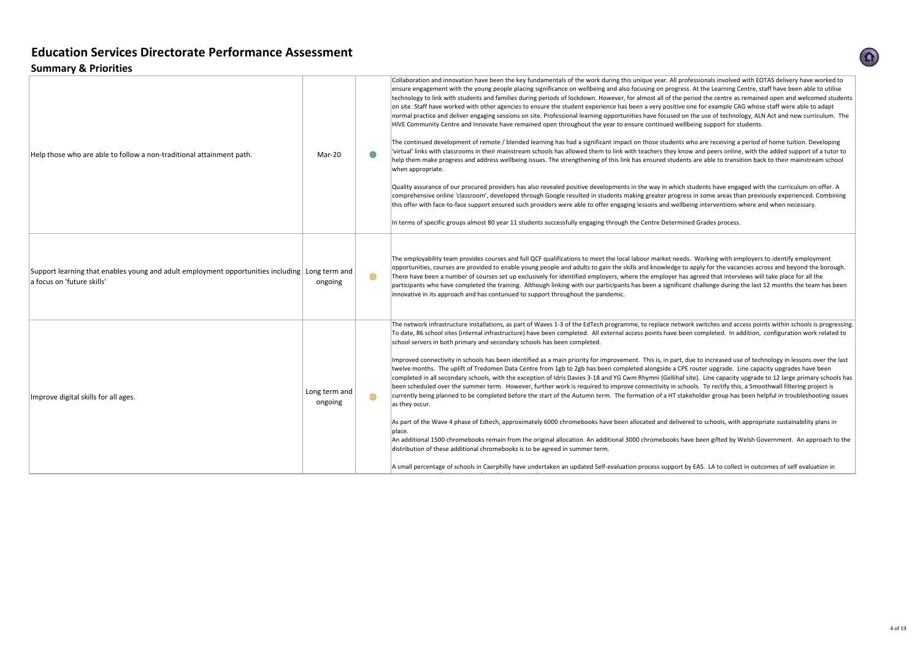# Education Services Directorate Performance Assessment

## Summary & Priorities

| | | | |
|---|---|---|---|
| Help those who are able to follow a non-traditional attainment path. | Mar-20 | ● | Collaboration and innovation have been the key fundamentals of the work during this unique year. All professionals involved with EOTAS delivery have worked to ensure engagement with the young people placing significance on wellbeing and also focusing on progress. At the Learning Centre, staff have been able to utilise technology to link with students and families during periods of lockdown. However, for almost all of the period the centre as remained open and welcomed students on site. Staff have worked with other agencies to ensure the student experience has been a very positive one for example CAG whose staff were able to adapt normal practice and deliver engaging sessions on site. Professional learning opportunities have focused on the use of technology, ALN Act and new curriculum. The HIVE Community Centre and Innovate have remained open throughout the year to ensure continued wellbeing support for students.<br><br>The continued development of remote / blended learning has had a significant impact on those students who are receiving a period of home tuition. Developing 'virtual' links with classrooms in their mainstream schools has allowed them to link with teachers they know and peers online, with the added support of a tutor to help them make progress and address wellbeing issues. The strengthening of this link has ensured students are able to transition back to their mainstream school when appropriate.<br><br>Quality assurance of our procured providers has also revealed positive developments in the way in which students have engaged with the curriculum on offer. A comprehensive online 'classroom', developed through Google resulted in students making greater progress in some areas than previously experienced. Combining this offer with face-to-face support ensured such providers were able to offer engaging lessons and wellbeing interventions where and when necessary.<br><br>In terms of specific groups almost 80 year 11 students successfully engaging through the Centre Determined Grades process. |
| Support learning that enables young and adult employment opportunities including a focus on 'future skills' | Long term and ongoing | ● | The employability team provides courses and full QCF qualifications to meet the local labour market needs. Working with employers to identify employment opportunities, courses are provided to enable young people and adults to gain the skills and knowledge to apply for the vacancies across and beyond the borough. There have been a number of courses set up exclusively for identified employers, where the employer has agreed that interviews will take place for all the participants who have completed the training. Although linking with our participants has been a significant challenge during the last 12 months the team has been innovative in its approach and has contunued to support throughout the pandemic. |
| Improve digital skills for all ages. | Long term and ongoing | ● | The network infrastructure installations, as part of Waves 1-3 of the EdTech programme, to replace network switches and access points within schools is progressing. To date, 86 school sites (internal infrastructure) have been completed. All external access points have been completed. In addition, configuration work related to school servers in both primary and secondary schools has been completed.<br><br>Improved connectivity in schools has been identified as a main priority for improvement. This is, in part, due to increased use of technology in lessons over the last twelve months. The uplift of Tredomen Data Centre from 1gb to 2gb has been completed alongside a CPE router upgrade. Line capacity upgrades have been completed in all secondary schools, with the exception of Idris Davies 3-18 and YG Cwm Rhymni (Gellihaf site). Line capacity upgrade to 12 large primary schools has been scheduled over the summer term. However, further work is required to improve connectivity in schools. To rectify this, a Smoothwall filtering project is currently being planned to be completed before the start of the Autumn term. The formation of a HT stakeholder group has been helpful in troubleshooting issues as they occur.<br><br>As part of the Wave 4 phase of Edtech, approximately 6000 chromebooks have been allocated and delivered to schools, with appropriate sustainability plans in place.<br>An additional 1500 chromebooks remain from the original allocation. An additional 3000 chromebooks have been gifted by Welsh Government. An approach to the distribution of these additional chromebooks is to be agreed in summer term.<br><br>A small percentage of schools in Caerphilly have undertaken an updated Self-evaluation process support by EAS. LA to collect in outcomes of self evaluation in |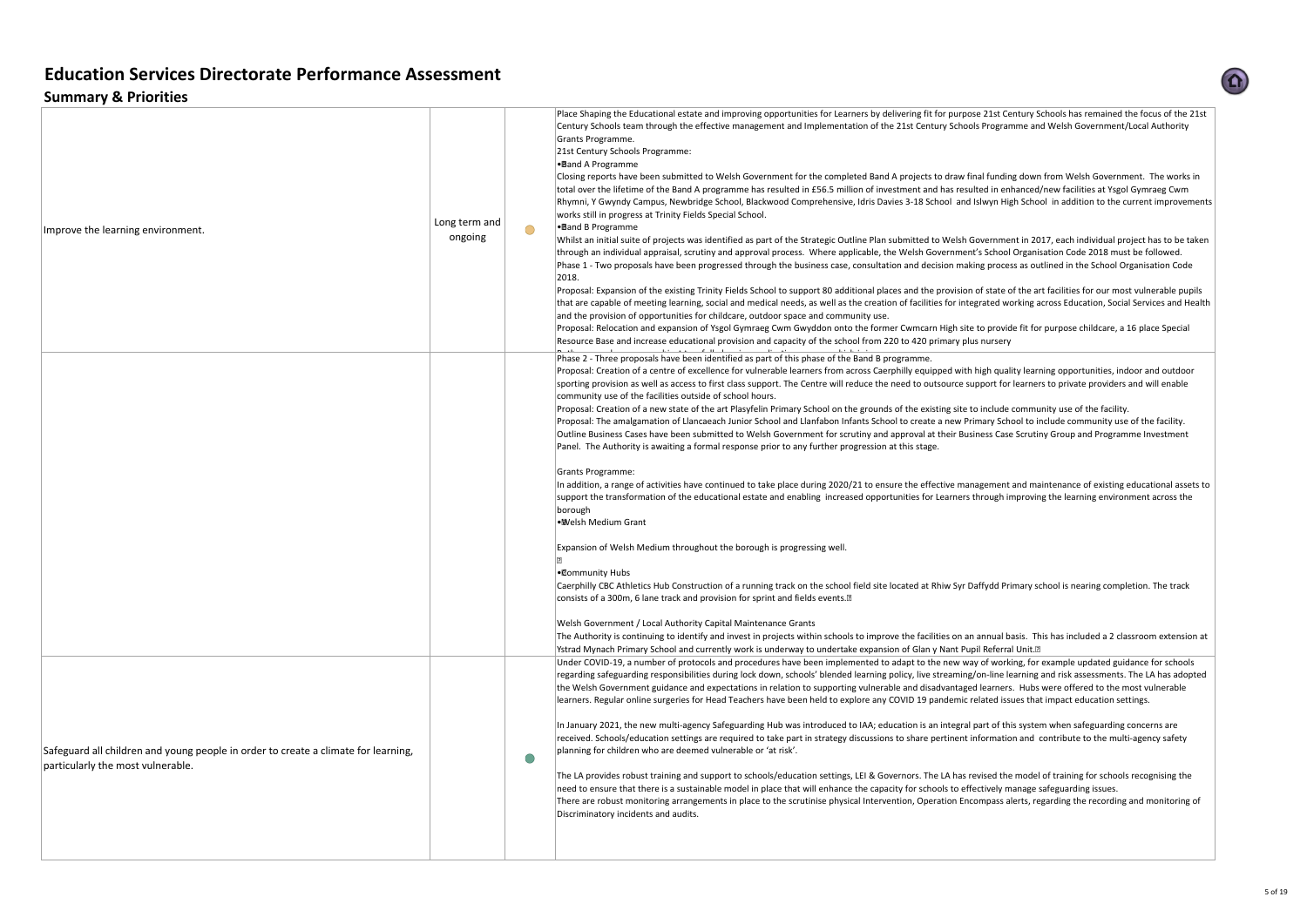# Education Services Directorate Performance Assessment

## Summary & Priorities

| | | | |
|---|---|---|---|
| Improve the learning environment. | Long term and ongoing | ● | Place Shaping the Educational estate and improving opportunities for Learners by delivering fit for purpose 21st Century Schools has remained the focus of the 21st Century Schools team through the effective management and Implementation of the 21st Century Schools Programme and Welsh Government/Local Authority Grants Programme.<br>21st Century Schools Programme:<br>• Band A Programme<br>Closing reports have been submitted to Welsh Government for the completed Band A projects to draw final funding down from Welsh Government. The works in total over the lifetime of the Band A programme has resulted in £56.5 million of investment and has resulted in enhanced/new facilities at Ysgol Gymraeg Cwm Rhymni, Y Gwyndy Campus, Newbridge School, Blackwood Comprehensive, Idris Davies 3-18 School and Islwyn High School in addition to the current improvements works still in progress at Trinity Fields Special School.<br>• Band B Programme<br>Whilst an initial suite of projects was identified as part of the Strategic Outline Plan submitted to Welsh Government in 2017, each individual project has to be taken through an individual appraisal, scrutiny and approval process. Where applicable, the Welsh Government's School Organisation Code 2018 must be followed.<br>Phase 1 - Two proposals have been progressed through the business case, consultation and decision making process as outlined in the School Organisation Code 2018.<br>Proposal: Expansion of the existing Trinity Fields School to support 80 additional places and the provision of state of the art facilities for our most vulnerable pupils that are capable of meeting learning, social and medical needs, as well as the creation of facilities for integrated working across Education, Social Services and Health and the provision of opportunities for childcare, outdoor space and community use.<br>Proposal: Relocation and expansion of Ysgol Gymraeg Cwm Gwyddon onto the former Cwmcarn High site to provide fit for purpose childcare, a 16 place Special Resource Base and increase educational provision and capacity of the school from 220 to 420 primary plus nursery |
| | | | Phase 2 - Three proposals have been identified as part of this phase of the Band B programme.<br>Proposal: Creation of a centre of excellence for vulnerable learners from across Caerphilly equipped with high quality learning opportunities, indoor and outdoor sporting provision as well as access to first class support. The Centre will reduce the need to outsource support for learners to private providers and will enable community use of the facilities outside of school hours.<br>Proposal: Creation of a new state of the art Plasyfelin Primary School on the grounds of the existing site to include community use of the facility.<br>Proposal: The amalgamation of Llancaeach Junior School and Llanfabon Infants School to create a new Primary School to include community use of the facility.<br>Outline Business Cases have been submitted to Welsh Government for scrutiny and approval at their Business Case Scrutiny Group and Programme Investment Panel. The Authority is awaiting a formal response prior to any further progression at this stage.<br><br>Grants Programme:<br>In addition, a range of activities have continued to take place during 2020/21 to ensure the effective management and maintenance of existing educational assets to support the transformation of the educational estate and enabling increased opportunities for Learners through improving the learning environment across the borough<br>• Welsh Medium Grant<br><br>Expansion of Welsh Medium throughout the borough is progressing well.<br><br>• Community Hubs<br>Caerphilly CBC Athletics Hub Construction of a running track on the school field site located at Rhiw Syr Daffydd Primary school is nearing completion. The track consists of a 300m, 6 lane track and provision for sprint and fields events.<br><br>Welsh Government / Local Authority Capital Maintenance Grants<br>The Authority is continuing to identify and invest in projects within schools to improve the facilities on an annual basis. This has included a 2 classroom extension at Ystrad Mynach Primary School and currently work is underway to undertake expansion of Glan y Nant Pupil Referral Unit. |
| Safeguard all children and young people in order to create a climate for learning, particularly the most vulnerable. | | ● | Under COVID-19, a number of protocols and procedures have been implemented to adapt to the new way of working, for example updated guidance for schools regarding safeguarding responsibilities during lock down, schools' blended learning policy, live streaming/on-line learning and risk assessments. The LA has adopted the Welsh Government guidance and expectations in relation to supporting vulnerable and disadvantaged learners. Hubs were offered to the most vulnerable learners. Regular online surgeries for Head Teachers have been held to explore any COVID 19 pandemic related issues that impact education settings.<br><br>In January 2021, the new multi-agency Safeguarding Hub was introduced to IAA; education is an integral part of this system when safeguarding concerns are received. Schools/education settings are required to take part in strategy discussions to share pertinent information and contribute to the multi-agency safety planning for children who are deemed vulnerable or 'at risk'.<br><br>The LA provides robust training and support to schools/education settings, LEI & Governors. The LA has revised the model of training for schools recognising the need to ensure that there is a sustainable model in place that will enhance the capacity for schools to effectively manage safeguarding issues.<br>There are robust monitoring arrangements in place to the scrutinise physical Intervention, Operation Encompass alerts, regarding the recording and monitoring of Discriminatory incidents and audits. |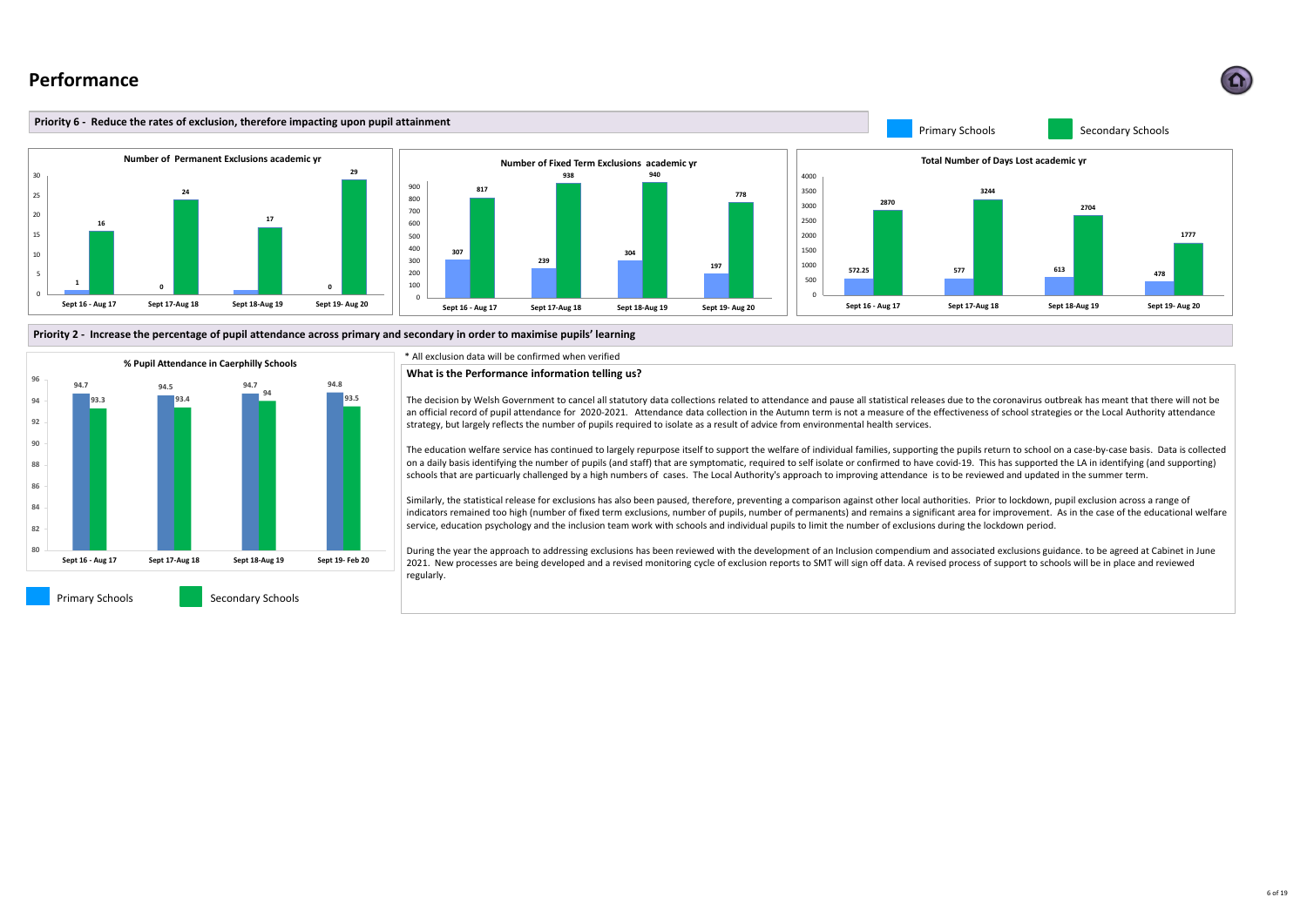# Performance

## Priority 6 - Reduce the rates of exclusion, therefore impacting upon pupil attainment

Primary Schools | Secondary Schools

**Number of Permanent Exclusions academic yr**

| | Sept 16 - Aug 17 | Sept 17-Aug 18 | Sept 18-Aug 19 | Sept 19- Aug 20 |
|---|---|---|---|---|
| Primary Schools | 1 | 0 | | 0 |
| Secondary Schools | 16 | 24 | 17 | 29 |

**Number of Fixed Term Exclusions academic yr**

| | Sept 16 - Aug 17 | Sept 17-Aug 18 | Sept 18-Aug 19 | Sept 19- Aug 20 |
|---|---|---|---|---|
| Primary Schools | 307 | 239 | 304 | 197 |
| Secondary Schools | 817 | 938 | 940 | 778 |

**Total Number of Days Lost academic yr**

| | Sept 16 - Aug 17 | Sept 17-Aug 18 | Sept 18-Aug 19 | Sept 19- Aug 20 |
|---|---|---|---|---|
| Primary Schools | 572.25 | 577 | 613 | 478 |
| Secondary Schools | 2870 | 3244 | 2704 | 1777 |

## Priority 2 - Increase the percentage of pupil attendance across primary and secondary in order to maximise pupils' learning

**% Pupil Attendance in Caerphilly Schools**

| | Sept 16 - Aug 17 | Sept 17-Aug 18 | Sept 18-Aug 19 | Sept 19- Feb 20 |
|---|---|---|---|---|
| Primary Schools | 94.7 | 94.5 | 94.7 | 94.8 |
| Secondary Schools | 93.3 | 93.4 | 94 | 93.5 |

Primary Schools | Secondary Schools

* All exclusion data will be confirmed when verified

### What is the Performance information telling us?

The decision by Welsh Government to cancel all statutory data collections related to attendance and pause all statistical releases due to the coronavirus outbreak has meant that there will not be an official record of pupil attendance for 2020-2021. Attendance data collection in the Autumn term is not a measure of the effectiveness of school strategies or the Local Authority attendance strategy, but largely reflects the number of pupils required to isolate as a result of advice from environmental health services.

The education welfare service has continued to largely repurpose itself to support the welfare of individual families, supporting the pupils return to school on a case-by-case basis. Data is collected on a daily basis identifying the number of pupils (and staff) that are symptomatic, required to self isolate or confirmed to have covid-19. This has supported the LA in identifying (and supporting) schools that are particuarly challenged by a high numbers of cases. The Local Authority's approach to improving attendance is to be reviewed and updated in the summer term.

Similarly, the statistical release for exclusions has also been paused, therefore, preventing a comparison against other local authorities. Prior to lockdown, pupil exclusion across a range of indicators remained too high (number of fixed term exclusions, number of pupils, number of permanents) and remains a significant area for improvement. As in the case of the educational welfare service, education psychology and the inclusion team work with schools and individual pupils to limit the number of exclusions during the lockdown period.

During the year the approach to addressing exclusions has been reviewed with the development of an Inclusion compendium and associated exclusions guidance. to be agreed at Cabinet in June 2021. New processes are being developed and a revised monitoring cycle of exclusion reports to SMT will sign off data. A revised process of support to schools will be in place and reviewed regularly.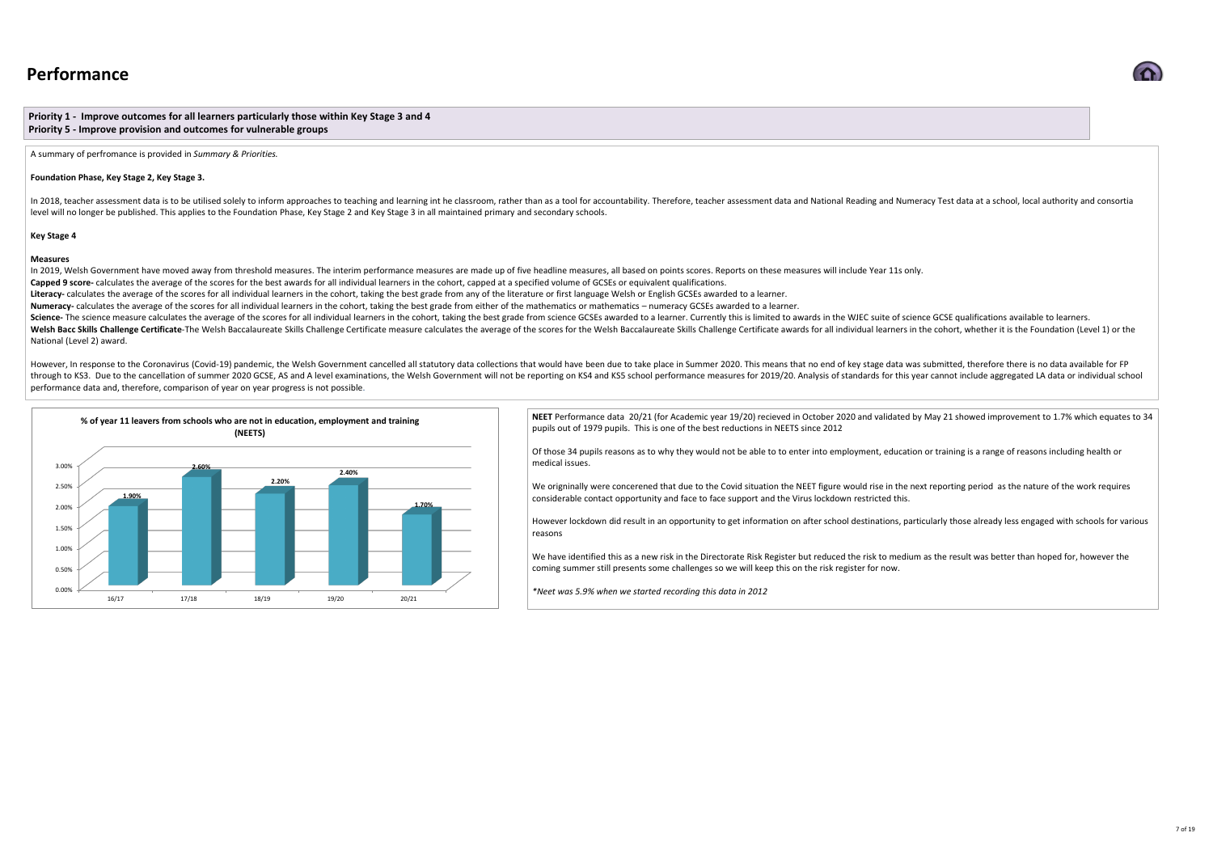# Performance

**Priority 1 - Improve outcomes for all learners particularly those within Key Stage 3 and 4**
**Priority 5 - Improve provision and outcomes for vulnerable groups**

A summary of perfromance is provided in *Summary & Priorities.*

**Foundation Phase, Key Stage 2, Key Stage 3.**

In 2018, teacher assessment data is to be utilised solely to inform approaches to teaching and learning int he classroom, rather than as a tool for accountability. Therefore, teacher assessment data and National Reading and Numeracy Test data at a school, local authority and consortia level will no longer be published. This applies to the Foundation Phase, Key Stage 2 and Key Stage 3 in all maintained primary and secondary schools.

**Key Stage 4**

**Measures**

In 2019, Welsh Government have moved away from threshold measures. The interim performance measures are made up of five headline measures, all based on points scores. Reports on these measures will include Year 11s only.

**Capped 9 score-** calculates the average of the scores for the best awards for all individual learners in the cohort, capped at a specified volume of GCSEs or equivalent qualifications.

**Literacy-** calculates the average of the scores for all individual learners in the cohort, taking the best grade from any of the literature or first language Welsh or English GCSEs awarded to a learner.

**Numeracy-** calculates the average of the scores for all individual learners in the cohort, taking the best grade from either of the mathematics or mathematics – numeracy GCSEs awarded to a learner.

**Science-** The science measure calculates the average of the scores for all individual learners in the cohort, taking the best grade from science GCSEs awarded to a learner. Currently this is limited to awards in the WJEC suite of science GCSE qualifications available to learners.

**Welsh Bacc Skills Challenge Certificate**-The Welsh Baccalaureate Skills Challenge Certificate measure calculates the average of the scores for the Welsh Baccalaureate Skills Challenge Certificate awards for all individual learners in the cohort, whether it is the Foundation (Level 1) or the National (Level 2) award.

However, In response to the Coronavirus (Covid-19) pandemic, the Welsh Government cancelled all statutory data collections that would have been due to take place in Summer 2020. This means that no end of key stage data was submitted, therefore there is no data available for FP through to KS3. Due to the cancellation of summer 2020 GCSE, AS and A level examinations, the Welsh Government will not be reporting on KS4 and KS5 school performance measures for 2019/20. Analysis of standards for this year cannot include aggregated LA data or individual school performance data and, therefore, comparison of year on year progress is not possible.

**% of year 11 leavers from schools who are not in education, employment and training (NEETS)**

| Year | % |
|---|---|
| 16/17 | 1.90% |
| 17/18 | 2.60% |
| 18/19 | 2.20% |
| 19/20 | 2.40% |
| 20/21 | 1.70% |

**NEET** Performance data 20/21 (for Academic year 19/20) recieved in October 2020 and validated by May 21 showed improvement to 1.7% which equates to 34 pupils out of 1979 pupils. This is one of the best reductions in NEETS since 2012

Of those 34 pupils reasons as to why they would not be able to to enter into employment, education or training is a range of reasons including health or medical issues.

We origninally were concerened that due to the Covid situation the NEET figure would rise in the next reporting period as the nature of the work requires considerable contact opportunity and face to face support and the Virus lockdown restricted this.

However lockdown did result in an opportunity to get information on after school destinations, particularly those already less engaged with schools for various reasons

We have identified this as a new risk in the Directorate Risk Register but reduced the risk to medium as the result was better than hoped for, however the coming summer still presents some challenges so we will keep this on the risk register for now.

*\*Neet was 5.9% when we started recording this data in 2012*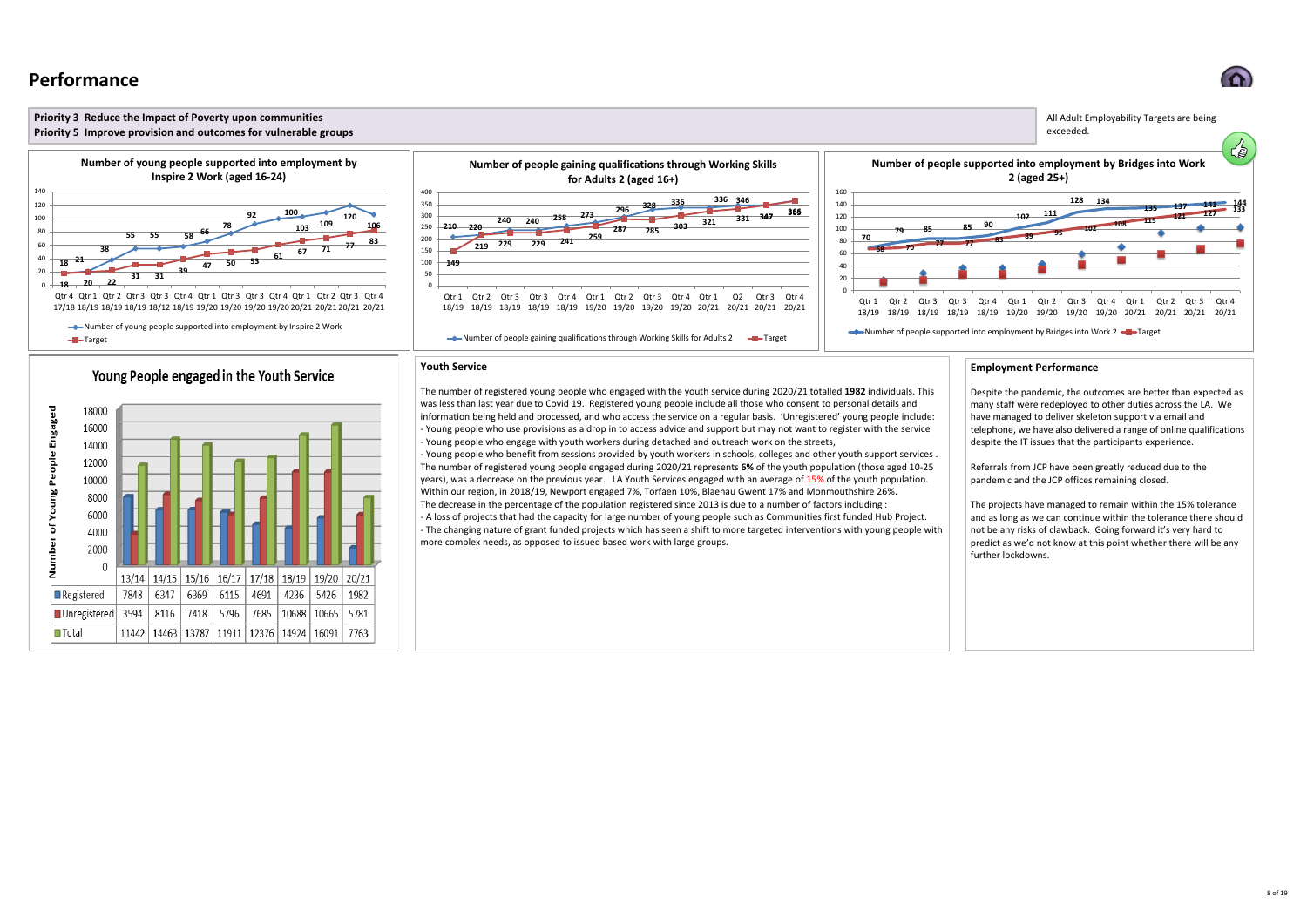# Performance

**Priority 3 Reduce the Impact of Poverty upon communities**
**Priority 5 Improve provision and outcomes for vulnerable groups**

All Adult Employability Targets are being exceeded.

**Number of young people supported into employment by Inspire 2 Work (aged 16-24)**

**Number of people gaining qualifications through Working Skills for Adults 2 (aged 16+)**

**Number of people supported into employment by Bridges into Work 2 (aged 25+)**

**Young People engaged in the Youth Service**

| | 13/14 | 14/15 | 15/16 | 16/17 | 17/18 | 18/19 | 19/20 | 20/21 |
|---|---|---|---|---|---|---|---|---|
| Registered | 7848 | 6347 | 6369 | 6115 | 4691 | 4236 | 5426 | 1982 |
| Unregistered | 3594 | 8116 | 7418 | 5796 | 7685 | 10688 | 10665 | 5781 |
| Total | 11442 | 14463 | 13787 | 11911 | 12376 | 14924 | 16091 | 7763 |

## Youth Service

The number of registered young people who engaged with the youth service during 2020/21 totalled **1982** individuals. This was less than last year due to Covid 19. Registered young people include all those who consent to personal details and information being held and processed, and who access the service on a regular basis. 'Unregistered' young people include:
- Young people who use provisions as a drop in to access advice and support but may not want to register with the service
- Young people who engage with youth workers during detached and outreach work on the streets,
- Young people who benefit from sessions provided by youth workers in schools, colleges and other youth support services .

The number of registered young people engaged during 2020/21 represents **6%** of the youth population (those aged 10-25 years), was a decrease on the previous year. LA Youth Services engaged with an average of 15% of the youth population. Within our region, in 2018/19, Newport engaged 7%, Torfaen 10%, Blaenau Gwent 17% and Monmouthshire 26%.
The decrease in the percentage of the population registered since 2013 is due to a number of factors including :
- A loss of projects that had the capacity for large number of young people such as Communities first funded Hub Project.
- The changing nature of grant funded projects which has seen a shift to more targeted interventions with young people with more complex needs, as opposed to issued based work with large groups.

## Employment Performance

Despite the pandemic, the outcomes are better than expected as many staff were redeployed to other duties across the LA. We have managed to deliver skeleton support via email and telephone, we have also delivered a range of online qualifications despite the IT issues that the participants experience.

Referrals from JCP have been greatly reduced due to the pandemic and the JCP offices remaining closed.

The projects have managed to remain within the 15% tolerance and as long as we can continue within the tolerance there should not be any risks of clawback. Going forward it's very hard to predict as we'd not know at this point whether there will be any further lockdowns.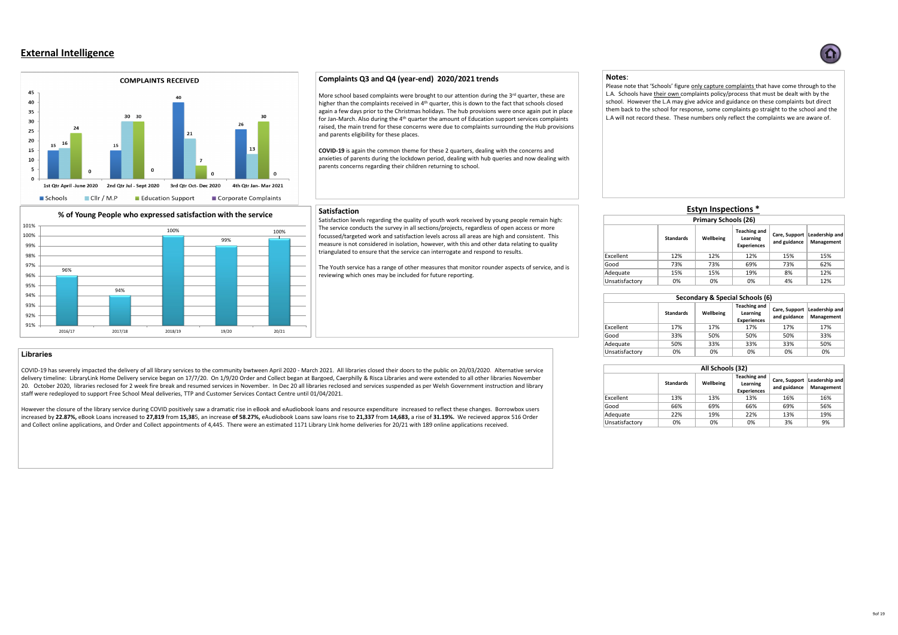## External Intelligence

**COMPLAINTS RECEIVED**

| | Schools | Cllr / M.P | Education Support | Corporate Complaints |
|---|---|---|---|---|
| 1st Qtr April -June 2020 | 15 | 16 | 24 | 0 |
| 2nd Qtr Jul - Sept 2020 | 15 | 30 | 30 | 0 |
| 3rd Qtr Oct- Dec 2020 | 40 | 21 | 7 | 0 |
| 4th Qtr Jan- Mar 2021 | 26 | 13 | 30 | 0 |

### Complaints Q3 and Q4 (year-end) 2020/2021 trends

More school based complaints were brought to our attention during the 3rd quarter, these are higher than the complaints received in 4th quarter, this is down to the fact that schools closed again a few days prior to the Christmas holidays. The hub provisions were once again put in place for Jan-March. Also during the 4th quarter the amount of Education support services complaints raised, the main trend for these concerns were due to complaints surrounding the Hub provisions and parents eligibility for these places.

**COVID-19** is again the common theme for these 2 quarters, dealing with the concerns and anxieties of parents during the lockdown period, dealing with hub queries and now dealing with parents concerns regarding their children returning to school.

**Notes**:

Please note that 'Schools' figure only capture complaints that have come through to the L.A. Schools have their own complaints policy/process that must be dealt with by the school. However the L.A may give advice and guidance on these complaints but direct them back to the school for response, some complaints go straight to the school and the L.A will not record these. These numbers only reflect the complaints we are aware of.

**% of Young People who expressed satisfaction with the service**

| 2016/17 | 2017/18 | 2018/19 | 19/20 | 20/21 |
|---|---|---|---|---|
| 96% | 94% | 100% | 99% | 100% |

### Satisfaction

Satisfaction levels regarding the quality of youth work received by young people remain high: The service conducts the survey in all sections/projects, regardless of open access or more focussed/targeted work and satisfaction levels across all areas are high and consistent. This measure is not considered in isolation, however, with this and other data relating to quality triangulated to ensure that the service can interrogate and respond to results.

The Youth service has a range of other measures that monitor rounder aspects of service, and is reviewing which ones may be included for future reporting.

### Estyn Inspections *

**Primary Schools (26)**

| | Standards | Wellbeing | Teaching and Learning Experiences | Care, Support and guidance | Leadership and Management |
|---|---|---|---|---|---|
| Excellent | 12% | 12% | 12% | 15% | 15% |
| Good | 73% | 73% | 69% | 73% | 62% |
| Adequate | 15% | 15% | 19% | 8% | 12% |
| Unsatisfactory | 0% | 0% | 0% | 4% | 12% |

**Secondary & Special Schools (6)**

| | Standards | Wellbeing | Teaching and Learning Experiences | Care, Support and guidance | Leadership and Management |
|---|---|---|---|---|---|
| Excellent | 17% | 17% | 17% | 17% | 17% |
| Good | 33% | 50% | 50% | 50% | 33% |
| Adequate | 50% | 33% | 33% | 33% | 50% |
| Unsatisfactory | 0% | 0% | 0% | 0% | 0% |

**All Schools (32)**

| | Standards | Wellbeing | Teaching and Learning Experiences | Care, Support and guidance | Leadership and Management |
|---|---|---|---|---|---|
| Excellent | 13% | 13% | 13% | 16% | 16% |
| Good | 66% | 69% | 66% | 69% | 56% |
| Adequate | 22% | 19% | 22% | 13% | 19% |
| Unsatisfactory | 0% | 0% | 0% | 3% | 9% |

### Libraries

COVID-19 has severely impacted the delivery of all library services to the community bwtween April 2020 - March 2021. All libraries closed their doors to the public on 20/03/2020. Alternative service delivery timeline: LibraryLink Home Delivery service began on 17/7/20. On 1/9/20 Order and Collect began at Bargoed, Caerphilly & Risca Libraries and were extended to all other libraries November 20. October 2020, libraries reclosed for 2 week fire break and resumed services in November. In Dec 20 all libraries reclosed and services suspended as per Welsh Government instruction and library staff were redeployed to support Free School Meal deliveries, TTP and Customer Services Contact Centre until 01/04/2021.

However the closure of the library service during COVID positively saw a dramatic rise in eBook and eAudiobook loans and resource expenditure increased to reflect these changes. Borrowbox users increased by **22.87%,** eBook Loans increased to **27,819** from **15,38**5, an increase **of 58.27%,** eAudiobook Loans saw loans rise to **21,337** from **14,683,** a rise of **31.19%.** We recieved approx 516 Order and Collect online applications, and Order and Collect appointments of 4,445. There were an estimated 1171 Library LInk home deliveries for 20/21 with 189 online applications received.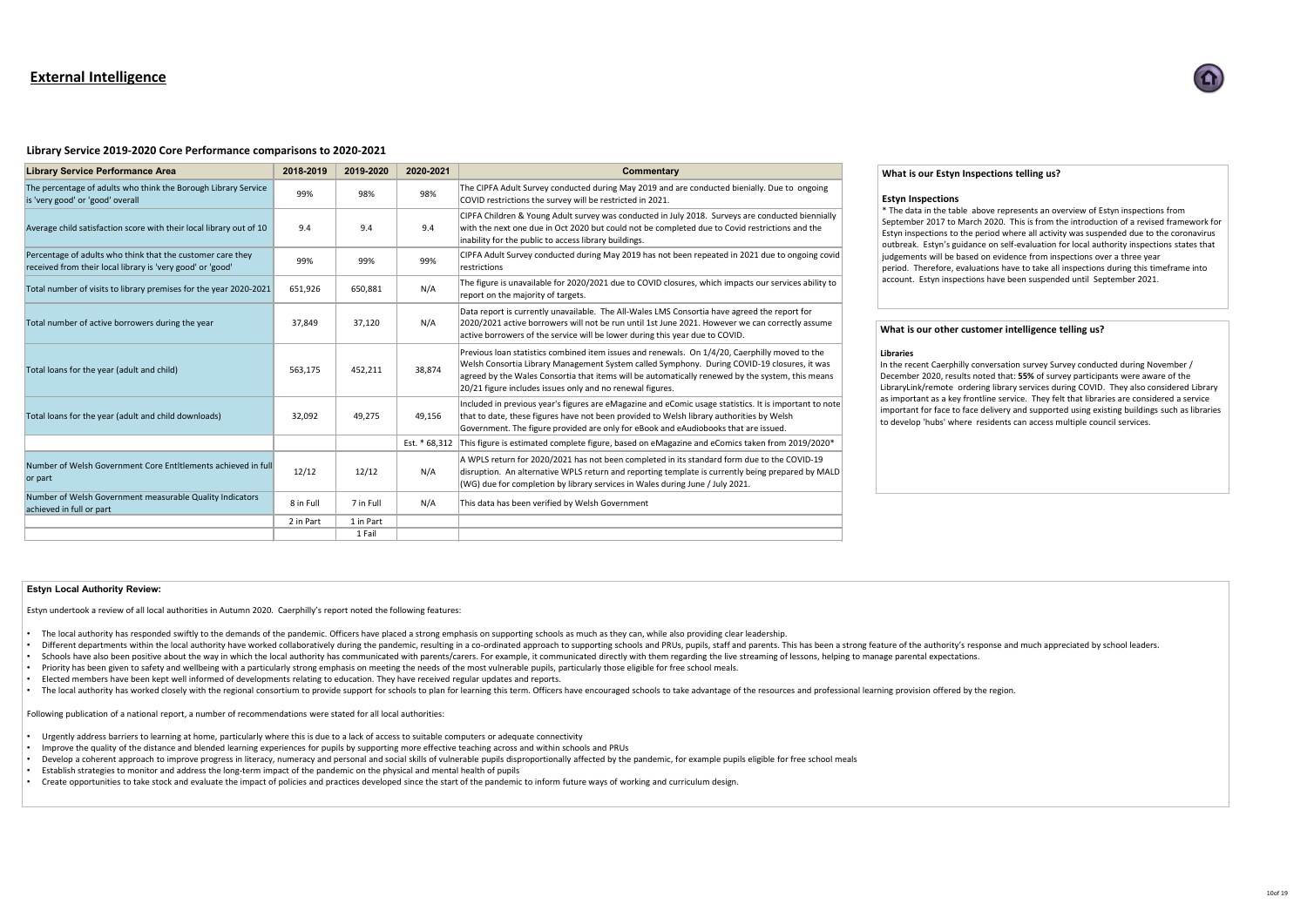# External Intelligence

## Library Service 2019-2020 Core Performance comparisons to 2020-2021

| Library Service Performance Area | 2018-2019 | 2019-2020 | 2020-2021 | Commentary |
|---|---|---|---|---|
| The percentage of adults who think the Borough Library Service is 'very good' or 'good' overall | 99% | 98% | 98% | The CIPFA Adult Survey conducted during May 2019 and are conducted bienially. Due to ongoing COVID restrictions the survey will be restricted in 2021. |
| Average child satisfaction score with their local library out of 10 | 9.4 | 9.4 | 9.4 | CIPFA Children & Young Adult survey was conducted in July 2018. Surveys are conducted biennially with the next one due in Oct 2020 but could not be completed due to Covid restrictions and the inability for the public to access library buildings. |
| Percentage of adults who think that the customer care they received from their local library is 'very good' or 'good' | 99% | 99% | 99% | CIPFA Adult Survey conducted during May 2019 has not been repeated in 2021 due to ongoing covid restrictions |
| Total number of visits to library premises for the year 2020-2021 | 651,926 | 650,881 | N/A | The figure is unavailable for 2020/2021 due to COVID closures, which impacts our services ability to report on the majority of targets. |
| Total number of active borrowers during the year | 37,849 | 37,120 | N/A | Data report is currently unavailable. The All-Wales LMS Consortia have agreed the report for 2020/2021 active borrowers will not be run until 1st June 2021. However we can correctly assume active borrowers of the service will be lower during this year due to COVID. |
| Total loans for the year (adult and child) | 563,175 | 452,211 | 38,874 | Previous loan statistics combined item issues and renewals. On 1/4/20, Caerphilly moved to the Welsh Consortia Library Management System called Symphony. During COVID-19 closures, it was agreed by the Wales Consortia that items will be automatically renewed by the system, this means 20/21 figure includes issues only and no renewal figures. |
| Total loans for the year (adult and child downloads) | 32,092 | 49,275 | 49,156 | Included in previous year's figures are eMagazine and eComic usage statistics. It is important to note that to date, these figures have not been provided to Welsh library authorities by Welsh Government. The figure provided are only for eBook and eAudiobooks that are issued. |
| | | | Est. * 68,312 | This figure is estimated complete figure, based on eMagazine and eComics taken from 2019/2020* |
| Number of Welsh Government Core Entitlements achieved in full or part | 12/12 | 12/12 | N/A | A WPLS return for 2020/2021 has not been completed in its standard form due to the COVID-19 disruption. An alternative WPLS return and reporting template is currently being prepared by MALD (WG) due for completion by library services in Wales during June / July 2021. |
| Number of Welsh Government measurable Quality Indicators achieved in full or part | 8 in Full | 7 in Full | N/A | This data has been verified by Welsh Government |
| | 2 in Part | 1 in Part | | |
| | | 1 Fail | | |

### What is our Estyn Inspections telling us?

**Estyn Inspections**

* The data in the table above represents an overview of Estyn inspections from September 2017 to March 2020. This is from the introduction of a revised framework for Estyn inspections to the period where all activity was suspended due to the coronavirus outbreak. Estyn's guidance on self-evaluation for local authority inspections states that judgements will be based on evidence from inspections over a three year period. Therefore, evaluations have to take all inspections during this timeframe into account. Estyn inspections have been suspended until September 2021.

### What is our other customer intelligence telling us?

**Libraries**

In the recent Caerphilly conversation survey Survey conducted during November / December 2020, results noted that: **55%** of survey participants were aware of the LibraryLink/remote ordering library services during COVID. They also considered Library as important as a key frontline service. They felt that libraries are considered a service important for face to face delivery and supported using existing buildings such as libraries to develop 'hubs' where residents can access multiple council services.

### Estyn Local Authority Review:

Estyn undertook a review of all local authorities in Autumn 2020. Caerphilly's report noted the following features:

- The local authority has responded swiftly to the demands of the pandemic. Officers have placed a strong emphasis on supporting schools as much as they can, while also providing clear leadership.
- Different departments within the local authority have worked collaboratively during the pandemic, resulting in a co-ordinated approach to supporting schools and PRUs, pupils, staff and parents. This has been a strong feature of the authority's response and much appreciated by school leaders.
- Schools have also been positive about the way in which the local authority has communicated with parents/carers. For example, it communicated directly with them regarding the live streaming of lessons, helping to manage parental expectations.
- Priority has been given to safety and wellbeing with a particularly strong emphasis on meeting the needs of the most vulnerable pupils, particularly those eligible for free school meals.
- Elected members have been kept well informed of developments relating to education. They have received regular updates and reports.
- The local authority has worked closely with the regional consortium to provide support for schools to plan for learning this term. Officers have encouraged schools to take advantage of the resources and professional learning provision offered by the region.

Following publication of a national report, a number of recommendations were stated for all local authorities:

- Urgently address barriers to learning at home, particularly where this is due to a lack of access to suitable computers or adequate connectivity
- Improve the quality of the distance and blended learning experiences for pupils by supporting more effective teaching across and within schools and PRUs
- Develop a coherent approach to improve progress in literacy, numeracy and personal and social skills of vulnerable pupils disproportionally affected by the pandemic, for example pupils eligible for free school meals
- Establish strategies to monitor and address the long-term impact of the pandemic on the physical and mental health of pupils
- Create opportunities to take stock and evaluate the impact of policies and practices developed since the start of the pandemic to inform future ways of working and curriculum design.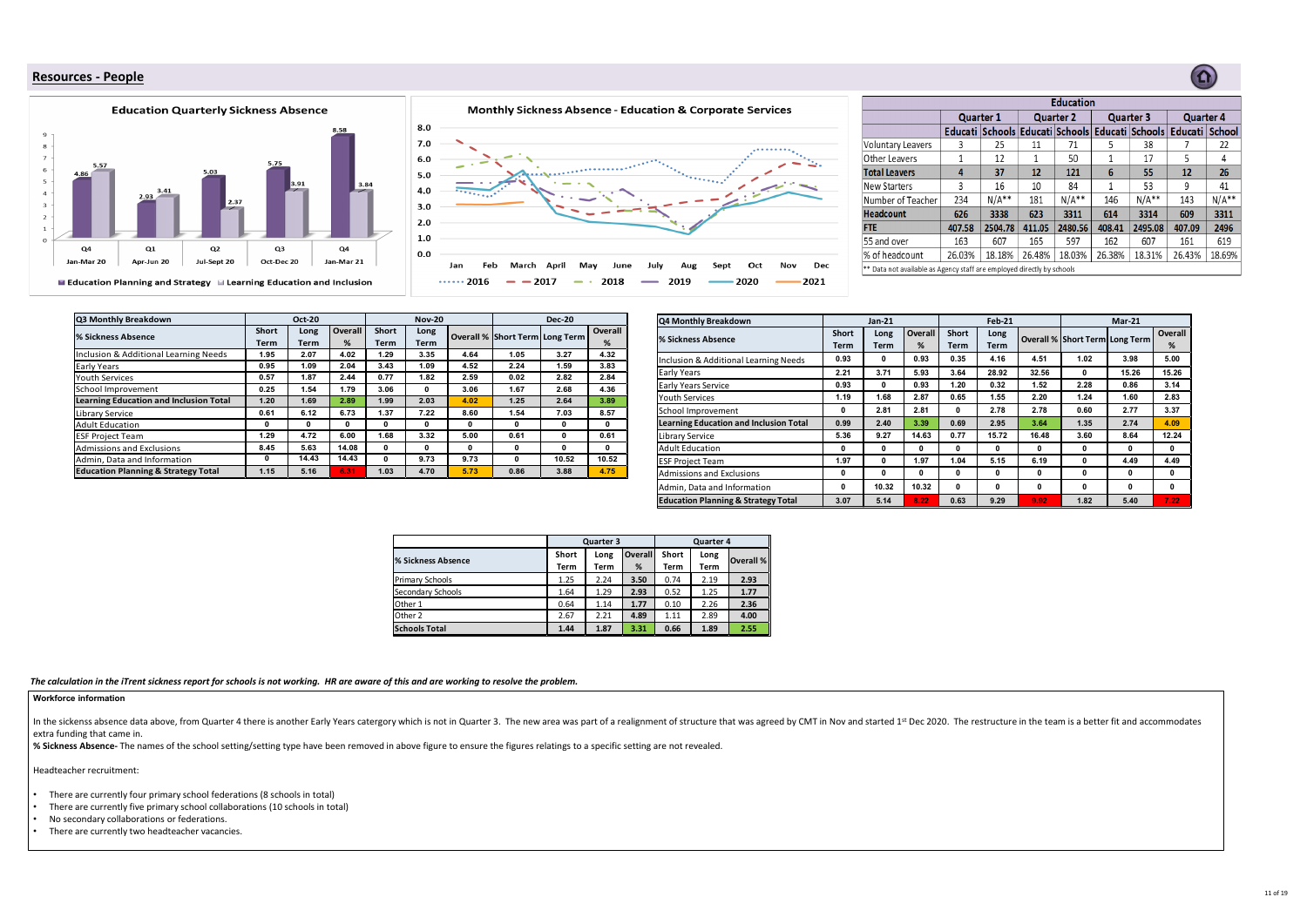## Resources - People

**Education Quarterly Sickness Absence**

| | Q4 Jan-Mar 20 | Q1 Apr-Jun 20 | Q2 Jul-Sept 20 | Q3 Oct-Dec 20 | Q4 Jan-Mar 21 |
|---|---|---|---|---|---|
| Education Planning and Strategy | 4.86 | 2.93 | 5.03 | 5.75 | 8.58 |
| Learning Education and Inclusion | 5.57 | 3.41 | 2.37 | 3.91 | 3.84 |

**Monthly Sickness Absence - Education & Corporate Services**

Series: 2016, 2017, 2018, 2019, 2020, 2021 (Jan–Dec)

| | Education | | | | | | | |
|---|---|---|---|---|---|---|---|---|
| | Quarter 1 | | Quarter 2 | | Quarter 3 | | Quarter 4 | |
| | Educati | Schools | Educati | Schools | Educati | Schools | Educati | School |
| Voluntary Leavers | 3 | 25 | 11 | 71 | 5 | 38 | 7 | 22 |
| Other Leavers | 1 | 12 | 1 | 50 | 1 | 17 | 5 | 4 |
| **Total Leavers** | **4** | **37** | **12** | **121** | **6** | **55** | **12** | **26** |
| New Starters | 3 | 16 | 10 | 84 | 1 | 53 | 9 | 41 |
| Number of Teacher | 234 | N/A** | 181 | N/A** | 146 | N/A** | 143 | N/A** |
| **Headcount** | **626** | **3338** | **623** | **3311** | **614** | **3314** | **609** | **3311** |
| **FTE** | **407.58** | **2504.78** | **411.05** | **2480.56** | **408.41** | **2495.08** | **407.09** | **2496** |
| 55 and over | 163 | 607 | 165 | 597 | 162 | 607 | 161 | 619 |
| % of headcount | 26.03% | 18.18% | 26.48% | 18.03% | 26.38% | 18.31% | 26.43% | 18.69% |

** Data not available as Agency staff are employed directly by schools

| Q3 Monthly Breakdown | Oct-20 | | | Nov-20 | | | Dec-20 | | |
|---|---|---|---|---|---|---|---|---|---|
| % Sickness Absence | Short Term | Long Term | Overall % | Short Term | Long Term | Overall % | Short Term | Long Term | Overall % |
| Inclusion & Additional Learning Needs | 1.95 | 2.07 | 4.02 | 1.29 | 3.35 | 4.64 | 1.05 | 3.27 | 4.32 |
| Early Years | 0.95 | 1.09 | 2.04 | 3.43 | 1.09 | 4.52 | 2.24 | 1.59 | 3.83 |
| Youth Services | 0.57 | 1.87 | 2.44 | 0.77 | 1.82 | 2.59 | 0.02 | 2.82 | 2.84 |
| School Improvement | 0.25 | 1.54 | 1.79 | 3.06 | 0 | 3.06 | 1.67 | 2.68 | 4.36 |
| **Learning Education and Inclusion Total** | **1.20** | **1.69** | **2.89** | **1.99** | **2.03** | **4.02** | **1.25** | **2.64** | **3.89** |
| Library Service | 0.61 | 6.12 | 6.73 | 1.37 | 7.22 | 8.60 | 1.54 | 7.03 | 8.57 |
| Adult Education | 0 | 0 | 0 | 0 | 0 | 0 | 0 | 0 | 0 |
| ESF Project Team | 1.29 | 4.72 | 6.00 | 1.68 | 3.32 | 5.00 | 0.61 | 0 | 0.61 |
| Admissions and Exclusions | 8.45 | 5.63 | 14.08 | 0 | 0 | 0 | 0 | 0 | 0 |
| Admin, Data and Information | 0 | 14.43 | 14.43 | 0 | 9.73 | 9.73 | 0 | 10.52 | 10.52 |
| **Education Planning & Strategy Total** | **1.15** | **5.16** | **6.31** | **1.03** | **4.70** | **5.73** | **0.86** | **3.88** | **4.75** |

| Q4 Monthly Breakdown | Jan-21 | | | Feb-21 | | | Mar-21 | | |
|---|---|---|---|---|---|---|---|---|---|
| % Sickness Absence | Short Term | Long Term | Overall % | Short Term | Long Term | Overall % | Short Term | Long Term | Overall % |
| Inclusion & Additional Learning Needs | 0.93 | 0 | 0.93 | 0.35 | 4.16 | 4.51 | 1.02 | 3.98 | 5.00 |
| Early Years | 2.21 | 3.71 | 5.93 | 3.64 | 28.92 | 32.56 | 0 | 15.26 | 15.26 |
| Early Years Service | 0.93 | 0 | 0.93 | 1.20 | 0.32 | 1.52 | 2.28 | 0.86 | 3.14 |
| Youth Services | 1.19 | 1.68 | 2.87 | 0.65 | 1.55 | 2.20 | 1.24 | 1.60 | 2.83 |
| School Improvement | 0 | 2.81 | 2.81 | 0 | 2.78 | 2.78 | 0.60 | 2.77 | 3.37 |
| **Learning Education and Inclusion Total** | **0.99** | **2.40** | **3.39** | **0.69** | **2.95** | **3.64** | **1.35** | **2.74** | **4.09** |
| Library Service | 5.36 | 9.27 | 14.63 | 0.77 | 15.72 | 16.48 | 3.60 | 8.64 | 12.24 |
| Adult Education | 0 | 0 | 0 | 0 | 0 | 0 | 0 | 0 | 0 |
| ESF Project Team | 1.97 | 0 | 1.97 | 1.04 | 5.15 | 6.19 | 0 | 4.49 | 4.49 |
| Admissions and Exclusions | 0 | 0 | 0 | 0 | 0 | 0 | 0 | 0 | 0 |
| Admin, Data and Information | 0 | 10.32 | 10.32 | 0 | 0 | 0 | 0 | 0 | 0 |
| **Education Planning & Strategy Total** | **3.07** | **5.14** | **8.22** | **0.63** | **9.29** | **9.92** | **1.82** | **5.40** | **7.22** |

| | Quarter 3 | | | Quarter 4 | | |
|---|---|---|---|---|---|---|
| % Sickness Absence | Short Term | Long Term | Overall % | Short Term | Long Term | Overall % |
| Primary Schools | 1.25 | 2.24 | **3.50** | 0.74 | 2.19 | **2.93** |
| Secondary Schools | 1.64 | 1.29 | **2.93** | 0.52 | 1.25 | **1.77** |
| Other 1 | 0.64 | 1.14 | **1.77** | 0.10 | 2.26 | **2.36** |
| Other 2 | 2.67 | 2.21 | **4.89** | 1.11 | 2.89 | **4.00** |
| **Schools Total** | **1.44** | **1.87** | **3.31** | **0.66** | **1.89** | **2.55** |

*The calculation in the iTrent sickness report for schools is not working. HR are aware of this and are working to resolve the problem.*

**Workforce information**

In the sickness absence data above, from Quarter 4 there is another Early Years catergory which is not in Quarter 3. The new area was part of a realignment of structure that was agreed by CMT in Nov and started 1st Dec 2020. The restructure in the team is a better fit and accommodates extra funding that came in.

**% Sickness Absence-** The names of the school setting/setting type have been removed in above figure to ensure the figures relatings to a specific setting are not revealed.

Headteacher recruitment:

- There are currently four primary school federations (8 schools in total)
- There are currently five primary school collaborations (10 schools in total)
- No secondary collaborations or federations.
- There are currently two headteacher vacancies.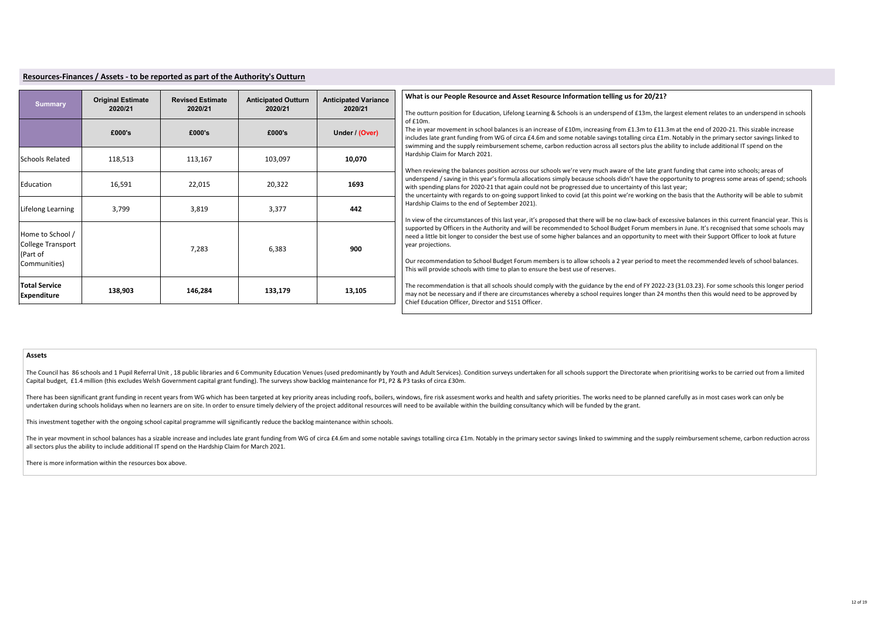## Resources-Finances / Assets - to be reported as part of the Authority's Outturn

| Summary | Original Estimate 2020/21 | Revised Estimate 2020/21 | Anticipated Outturn 2020/21 | Anticipated Variance 2020/21 |
|---|---|---|---|---|
| | £000's | £000's | £000's | Under / (Over) |
| Schools Related | 118,513 | 113,167 | 103,097 | **10,070** |
| Education | 16,591 | 22,015 | 20,322 | **1693** |
| Lifelong Learning | 3,799 | 3,819 | 3,377 | **442** |
| Home to School / College Transport (Part of Communities) | | 7,283 | 6,383 | **900** |
| **Total Service Expenditure** | **138,903** | **146,284** | **133,179** | **13,105** |

**What is our People Resource and Asset Resource Information telling us for 20/21?**

The outturn position for Education, Lifelong Learning & Schools is an underspend of £13m, the largest element relates to an underspend in schools of £10m.

The in year movement in school balances is an increase of £10m, increasing from £1.3m to £11.3m at the end of 2020-21. This sizable increase includes late grant funding from WG of circa £4.6m and some notable savings totalling circa £1m. Notably in the primary sector savings linked to swimming and the supply reimbursement scheme, carbon reduction across all sectors plus the ability to include additional IT spend on the Hardship Claim for March 2021.

When reviewing the balances position across our schools we're very much aware of the late grant funding that came into schools; areas of underspend / saving in this year's formula allocations simply because schools didn't have the opportunity to progress some areas of spend; schools with spending plans for 2020-21 that again could not be progressed due to uncertainty of this last year;
the uncertainty with regards to on-going support linked to covid (at this point we're working on the basis that the Authority will be able to submit Hardship Claims to the end of September 2021).

In view of the circumstances of this last year, it's proposed that there will be no claw-back of excessive balances in this current financial year. This is supported by Officers in the Authority and will be recommended to School Budget Forum members in June. It's recognised that some schools may need a little bit longer to consider the best use of some higher balances and an opportunity to meet with their Support Officer to look at future year projections.

Our recommendation to School Budget Forum members is to allow schools a 2 year period to meet the recommended levels of school balances. This will provide schools with time to plan to ensure the best use of reserves.

The recommendation is that all schools should comply with the guidance by the end of FY 2022-23 (31.03.23). For some schools this longer period may not be necessary and if there are circumstances whereby a school requires longer than 24 months then this would need to be approved by Chief Education Officer, Director and S151 Officer.

**Assets**

The Council has 86 schools and 1 Pupil Referral Unit , 18 public libraries and 6 Community Education Venues (used predominantly by Youth and Adult Services). Condition surveys undertaken for all schools support the Directorate when prioritising works to be carried out from a limited Capital budget, £1.4 million (this excludes Welsh Government capital grant funding). The surveys show backlog maintenance for P1, P2 & P3 tasks of circa £30m.

There has been significant grant funding in recent years from WG which has been targeted at key priority areas including roofs, boilers, windows, fire risk assesment works and health and safety priorities. The works need to be planned carefully as in most cases work can only be undertaken during schools holidays when no learners are on site. In order to ensure timely delviery of the project additonal resources will need to be available within the building consultancy which will be funded by the grant.

This investment together with the ongoing school capital programme will significantly reduce the backlog maintenance within schools.

The in year movment in school balances has a sizable increase and includes late grant funding from WG of circa £4.6m and some notable savings totalling circa £1m. Notably in the primary sector savings linked to swimming and the supply reimbursement scheme, carbon reduction across all sectors plus the ability to include additional IT spend on the Hardship Claim for March 2021.

There is more information within the resources box above.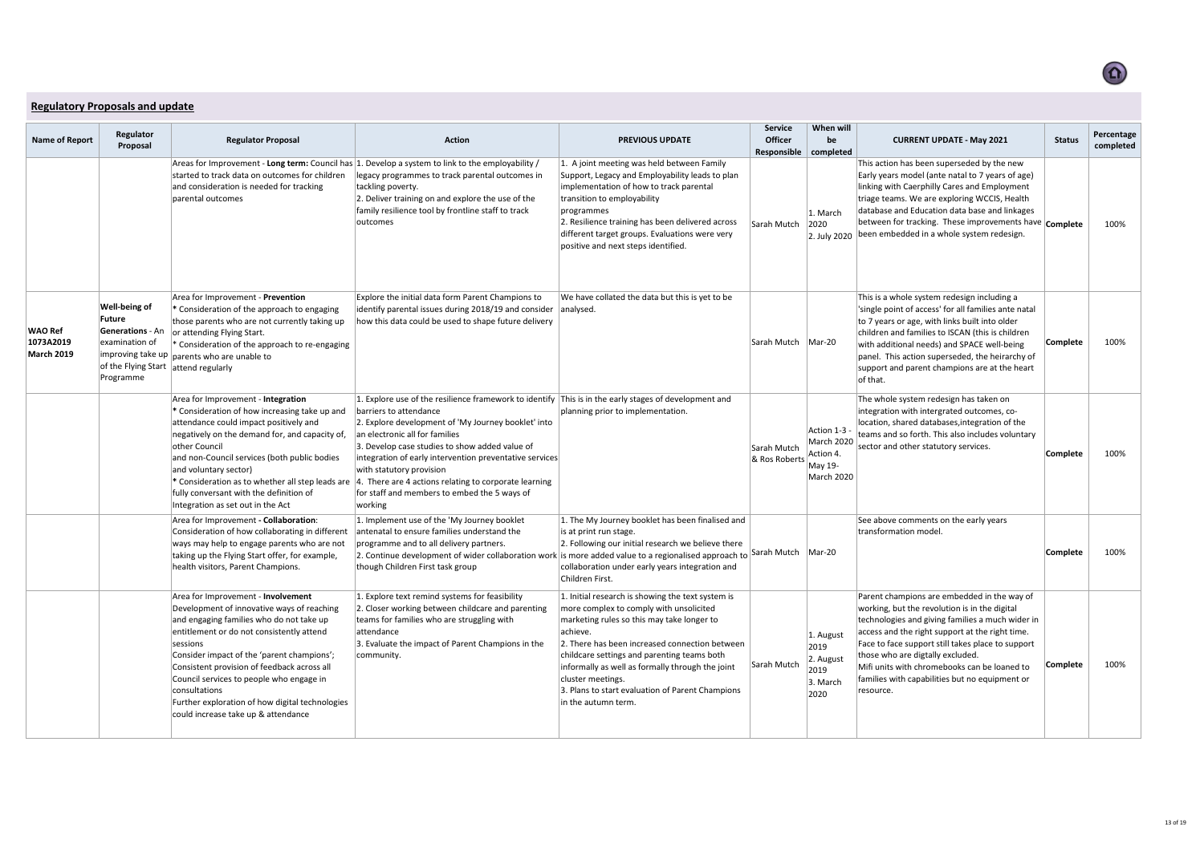## Regulatory Proposals and update

| Name of Report | Regulator Proposal | Regulator Proposal | Action | PREVIOUS UPDATE | Service Officer Responsible | When will be completed | CURRENT UPDATE - May 2021 | Status | Percentage completed |
|---|---|---|---|---|---|---|---|---|---|
| | | Areas for Improvement - **Long term:** Council has started to track data on outcomes for children and consideration is needed for tracking parental outcomes | 1. Develop a system to link to the employability / legacy programmes to track parental outcomes in tackling poverty.<br>2. Deliver training on and explore the use of the family resilience tool by frontline staff to track outcomes | 1. A joint meeting was held between Family Support, Legacy and Employability leads to plan implementation of how to track parental transition to employability programmes<br>2. Resilience training has been delivered across different target groups. Evaluations were very positive and next steps identified. | Sarah Mutch | 1. March 2020<br>2. July 2020 | This action has been superseded by the new Early years model (ante natal to 7 years of age) linking with Caerphilly Cares and Employment triage teams. We are exploring WCCIS, Health database and Education data base and linkages between for tracking. These improvements have been embedded in a whole system redesign. | **Complete** | 100% |
| **WAO Ref 1073A2019 March 2019** | **Well-being of Future Generations** - An examination of improving take up of the Flying Start Programme | Area for Improvement - **Prevention**<br>* Consideration of the approach to engaging those parents who are not currently taking up or attending Flying Start.<br>* Consideration of the approach to re-engaging parents who are unable to attend regularly | Explore the initial data form Parent Champions to identify parental issues during 2018/19 and consider how this data could be used to shape future delivery | We have collated the data but this is yet to be analysed. | Sarah Mutch | Mar-20 | This is a whole system redesign including a 'single point of access' for all families ante natal to 7 years or age, with links built into older children and families to ISCAN (this is children with additional needs) and SPACE well-being panel. This action superseded, the heirarchy of support and parent champions are at the heart of that. | **Complete** | 100% |
| | | Area for Improvement - **Integration**<br>* Consideration of how increasing take up and attendance could impact positively and negatively on the demand for, and capacity of, other Council and non-Council services (both public bodies and voluntary sector)<br>* Consideration as to whether all step leads are fully conversant with the definition of Integration as set out in the Act | 1. Explore use of the resilience framework to identify barriers to attendance<br>2. Explore development of 'My Journey booklet' into an electronic all for families<br>3. Develop case studies to show added value of integration of early intervention preventative services with statutory provision<br>4. There are 4 actions relating to corporate learning for staff and members to embed the 5 ways of working | This is in the early stages of development and planning prior to implementation. | Sarah Mutch & Ros Roberts | Action 1-3 - March 2020<br>Action 4. May 19- March 2020 | The whole system redesign has taken on integration with intergrated outcomes, co-location, shared databases,integration of the teams and so forth. This also includes voluntary sector and other statutory services. | **Complete** | 100% |
| | | Area for Improvement **- Collaboration**:<br>Consideration of how collaborating in different ways may help to engage parents who are not taking up the Flying Start offer, for example, health visitors, Parent Champions. | 1. Implement use of the 'My Journey booklet antenatal to ensure families understand the programme and to all delivery partners.<br>2. Continue development of wider collaboration work though Children First task group | 1. The My Journey booklet has been finalised and is at print run stage.<br>2. Following our initial research we believe there is more added value to a regionalised approach to collaboration under early years integration and Children First. | Sarah Mutch | Mar-20 | See above comments on the early years transformation model. | **Complete** | 100% |
| | | Area for Improvement - **Involvement**<br>Development of innovative ways of reaching and engaging families who do not take up entitlement or do not consistently attend sessions<br>Consider impact of the 'parent champions';<br>Consistent provision of feedback across all Council services to people who engage in consultations<br>Further exploration of how digital technologies could increase take up & attendance | 1. Explore text remind systems for feasibility<br>2. Closer working between childcare and parenting teams for families who are struggling with attendance<br>3. Evaluate the impact of Parent Champions in the community. | 1. Initial research is showing the text system is more complex to comply with unsolicited marketing rules so this may take longer to achieve.<br>2. There has been increased connection between childcare settings and parenting teams both informally as well as formally through the joint cluster meetings.<br>3. Plans to start evaluation of Parent Champions in the autumn term. | Sarah Mutch | 1. August 2019<br>2. August 2019<br>3. March 2020 | Parent champions are embedded in the way of working, but the revolution is in the digital technologies and giving families a much wider in access and the right support at the right time. Face to face support still takes place to support those who are digtally excluded.<br>Mifi units with chromebooks can be loaned to families with capabilities but no equipment or resource. | **Complete** | 100% |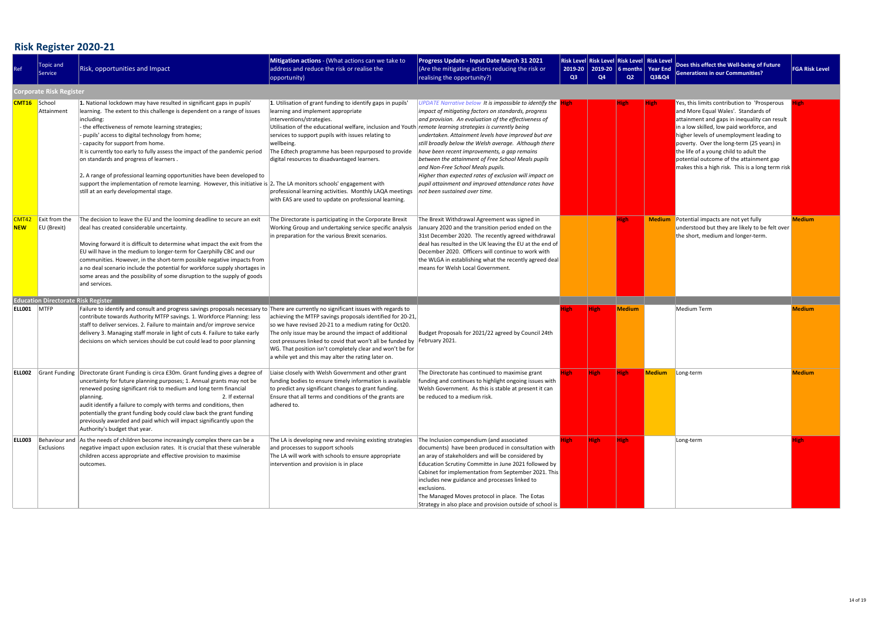# Risk Register 2020-21

| Ref | Topic and Service | Risk, opportunities and Impact | Mitigation actions - (What actions can we take to address and reduce the risk or realise the opportunity) | Progress Update - Input Date March 31 2021 (Are the mitigating actions reducing the risk or realising the opportunity?) | Risk Level 2019-20 Q3 | Risk Level 2019-20 Q4 | Risk Level 6 months Q2 | Risk Level Year End Q3&Q4 | Does this effect the Well-being of Future Generations in our Communities? | FGA Risk Level |
|---|---|---|---|---|---|---|---|---|---|---|
| **Corporate Risk Register** | | | | | | | | | | |
| **CMT16** | School Attainment | **1.** National lockdown may have resulted in significant gaps in pupils' learning. The extent to this challenge is dependent on a range of issues including:<br>- the effectiveness of remote learning strategies;<br>- pupils' access to digital technology from home;<br>- capacity for support from home.<br>It is currently too early to fully assess the impact of the pandemic period on standards and progress of learners .<br><br>2. A range of professional learning opportunities have been developed to support the implementation of remote learning. However, this initiative is still at an early developmental stage. | **1**. Utilisation of grant funding to identify gaps in pupils' learning and implement appropriate interventions/strategies.<br>Utilisation of the educational welfare, inclusion and Youth services to support pupils with issues relating to wellbeing.<br>The Edtech programme has been repurposed to provide digital resources to disadvantaged learners.<br><br>2. The LA monitors schools' engagement with professional learning activities. Monthly LAQA meetings with EAS are used to update on professional learning. | *UPDATE Narrative below **It is impossible to identify the impact of mitigating factors on standards, progress and provision. An evaluation of the effectiveness of remote learning strategies is currently being undertaken. Attainment levels have improved but are still broadly below the Welsh average. Although there have been recent improvements, a gap remains between the attainment of Free School Meals pupils and Non-Free School Meals pupils.<br>Higher than expected rates of exclusion will impact on pupil attainment and improved attendance rates have not been sustained over time.*** | High | | High | High | Yes, this limits contribution to 'Prosperous and More Equal Wales'. Standards of attainment and gaps in inequality can result in a low skilled, low paid workforce, and higher levels of unemployment leading to poverty. Over the long-term (25 years) in the life of a young child to adult the potential outcome of the attainment gap makes this a high risk. This is a long term risk | High |
| **CMT42 NEW** | Exit from the EU (Brexit) | The decision to leave the EU and the looming deadline to secure an exit deal has created considerable uncertainty.<br><br>Moving forward it is difficult to determine what impact the exit from the EU will have in the medium to longer-term for Caerphilly CBC and our communities. However, in the short-term possible negative impacts from a no deal scenario include the potential for workforce supply shortages in some areas and the possibility of some disruption to the supply of goods and services. | The Directorate is participating in the Corporate Brexit Working Group and undertaking service specific analysis in preparation for the various Brexit scenarios. | The Brexit Withdrawal Agreement was signed in January 2020 and the transition period ended on the 31st December 2020. The recently agreed withdrawal deal has resulted in the UK leaving the EU at the end of December 2020. Officers will continue to work with the WLGA in establishing what the recently agreed deal means for Welsh Local Government. | | | High | Medium | Potential impacts are not yet fully understood but they are likely to be felt over the short, medium and longer-term. | Medium |
| **Education Directorate Risk Register** | | | | | | | | | | |
| **ELL001** | MTFP | Failure to identify and consult and progress savings proposals necessary to contribute towards Authority MTFP savings. 1. Workforce Planning: less staff to deliver services. 2. Failure to maintain and/or improve service delivery 3. Managing staff morale in light of cuts 4. Failure to take early decisions on which services should be cut could lead to poor planning | There are currently no significant issues with regards to achieving the MTFP savings proposals identified for 20-21, so we have revised 20-21 to a medium rating for Oct20. The only issue may be around the impact of additional cost pressures linked to covid that won't all be funded by WG. That position isn't completely clear and won't be for a while yet and this may alter the rating later on. | Budget Proposals for 2021/22 agreed by Council 24th February 2021. | High | High | Medium | | Medium Term | Medium |
| **ELL002** | Grant Funding | Directorate Grant Funding is circa £30m. Grant funding gives a degree of uncertainty for future planning purposes; 1. Annual grants may not be renewed posing significant risk to medium and long term financial planning. 2. If external audit identify a failure to comply with terms and conditions, then potentially the grant funding body could claw back the grant funding previously awarded and paid which will impact significantly upon the Authority's budget that year. | Liaise closely with Welsh Government and other grant funding bodies to ensure timely information is available to predict any significant changes to grant funding. Ensure that all terms and conditions of the grants are adhered to. | The Directorate has continued to maximise grant funding and continues to highlight ongoing issues with Welsh Government. As this is stable at present it can be reduced to a medium risk. | High | High | High | Medium | Long-term | Medium |
| **ELL003** | Behaviour and Exclusions | As the needs of children become increasingly complex there can be a negative impact upon exclusion rates. It is crucial that these vulnerable children access appropriate and effective provision to maximise outcomes. | The LA is developing new and revising existing strategies and processes to support schools<br>The LA will work with schools to ensure appropriate intervention and provision is in place | The Inclusion compendium (and associated documents) have been produced in consultation with an aray of stakeholders and will be considered by Education Scrutiny Committe in June 2021 followed by Cabinet for implementation from September 2021. This includes new guidance and processes linked to exclusions.<br>The Managed Moves protocol in place. The Eotas Strategy in also place and provision outside of school is | High | High | High | | Long-term | High |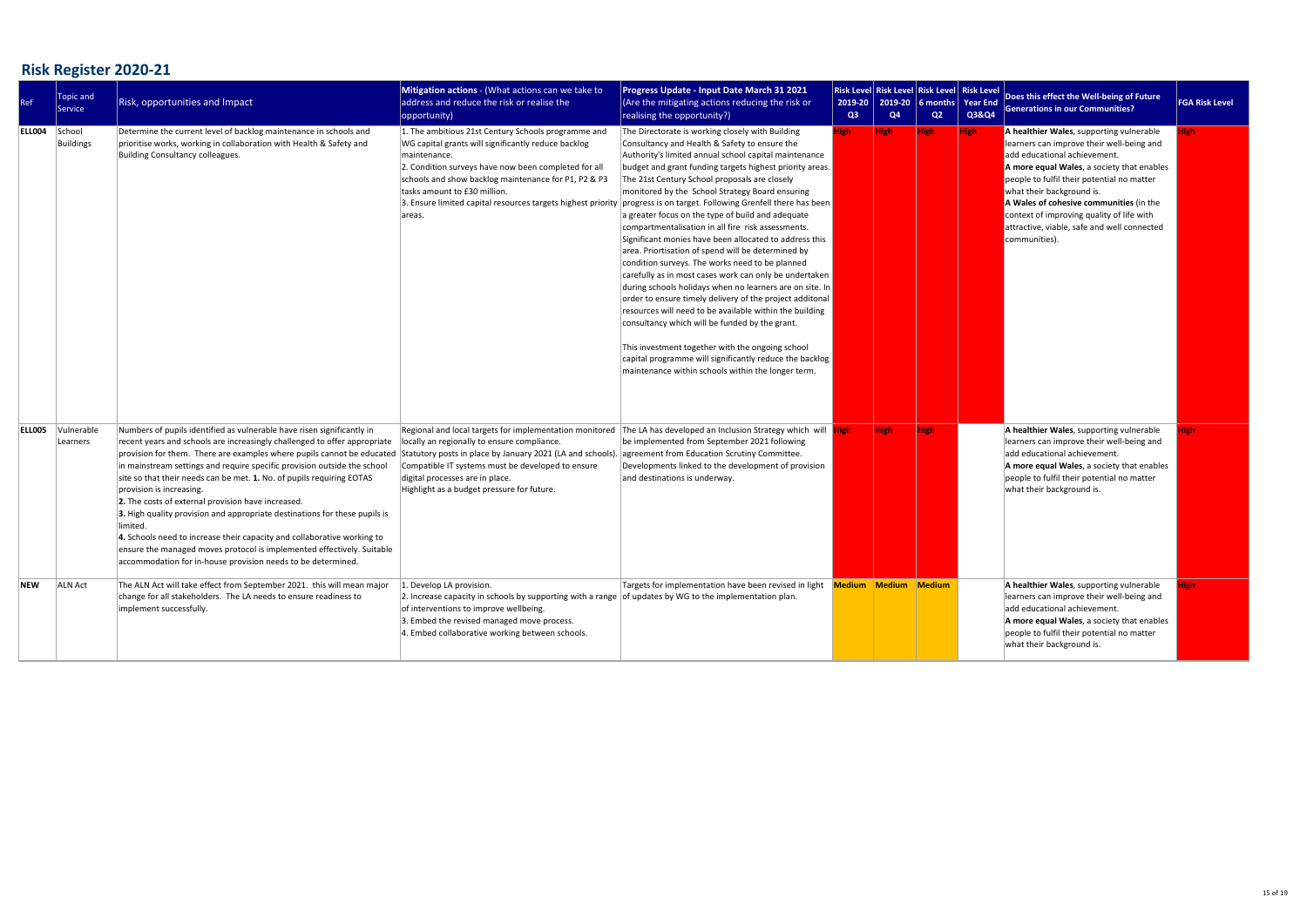# Risk Register 2020-21

| Ref | Topic and Service | Risk, opportunities and Impact | Mitigation actions - (What actions can we take to address and reduce the risk or realise the opportunity) | Progress Update - Input Date March 31 2021 (Are the mitigating actions reducing the risk or realising the opportunity?) | Risk Level 2019-20 Q3 | Risk Level 2019-20 Q4 | Risk Level 6 months Q2 | Risk Level Year End Q3&Q4 | Does this effect the Well-being of Future Generations in our Communities? | FGA Risk Level |
|---|---|---|---|---|---|---|---|---|---|---|
| ELL004 | School Buildings | Determine the current level of backlog maintenance in schools and prioritise works, working in collaboration with Health & Safety and Building Consultancy colleagues. | 1. The ambitious 21st Century Schools programme and WG capital grants will significantly reduce backlog maintenance.<br>2. Condition surveys have now been completed for all schools and show backlog maintenance for P1, P2 & P3 tasks amount to £30 million.<br>3. Ensure limited capital resources targets highest priority areas. | The Directorate is working closely with Building Consultancy and Health & Safety to ensure the Authority's limited annual school capital maintenance budget and grant funding targets highest priority areas. The 21st Century School proposals are closely monitored by the School Strategy Board ensuring progress is on target. Following Grenfell there has been a greater focus on the type of build and adequate compartmentalisation in all fire risk assessments. Significant monies have been allocated to address this area. Priortisation of spend will be determined by condition surveys. The works need to be planned carefully as in most cases work can only be undertaken during schools holidays when no learners are on site. In order to ensure timely delivery of the project additonal resources will need to be available within the building consultancy which will be funded by the grant.<br><br>This investment together with the ongoing school capital programme will significantly reduce the backlog maintenance within schools within the longer term. | High | High | High | High | **A healthier Wales**, supporting vulnerable learners can improve their well-being and add educational achievement.<br>**A more equal Wales**, a society that enables people to fulfil their potential no matter what their background is.<br>**A Wales of cohesive communities** (in the context of improving quality of life with attractive, viable, safe and well connected communities). | High |
| ELL005 | Vulnerable Learners | Numbers of pupils identified as vulnerable have risen significantly in recent years and schools are increasingly challenged to offer appropriate provision for them. There are examples where pupils cannot be educated in mainstream settings and require specific provision outside the school site so that their needs can be met. **1.** No. of pupils requiring EOTAS provision is increasing.<br>**2.** The costs of external provision have increased.<br>**3.** High quality provision and appropriate destinations for these pupils is limited.<br>**4.** Schools need to increase their capacity and collaborative working to ensure the managed moves protocol is implemented effectively. Suitable accommodation for in-house provision needs to be determined. | Regional and local targets for implementation monitored locally an regionally to ensure compliance.<br>Statutory posts in place by January 2021 (LA and schools).<br>Compatible IT systems must be developed to ensure digital processes are in place.<br>Highlight as a budget pressure for future. | The LA has developed an Inclusion Strategy which will be implemented from September 2021 following agreement from Education Scrutiny Committee.<br>Developments linked to the development of provision and destinations is underway. | High | High | High | | **A healthier Wales**, supporting vulnerable learners can improve their well-being and add educational achievement.<br>**A more equal Wales**, a society that enables people to fulfil their potential no matter what their background is. | High |
| NEW | ALN Act | The ALN Act will take effect from September 2021. this will mean major change for all stakeholders. The LA needs to ensure readiness to implement successfully. | 1. Develop LA provision.<br>2. Increase capacity in schools by supporting with a range of interventions to improve wellbeing.<br>3. Embed the revised managed move process.<br>4. Embed collaborative working between schools. | Targets for implementation have been revised in light of updates by WG to the implementation plan. | Medium | Medium | Medium | | **A healthier Wales**, supporting vulnerable learners can improve their well-being and add educational achievement.<br>**A more equal Wales**, a society that enables people to fulfil their potential no matter what their background is. | High |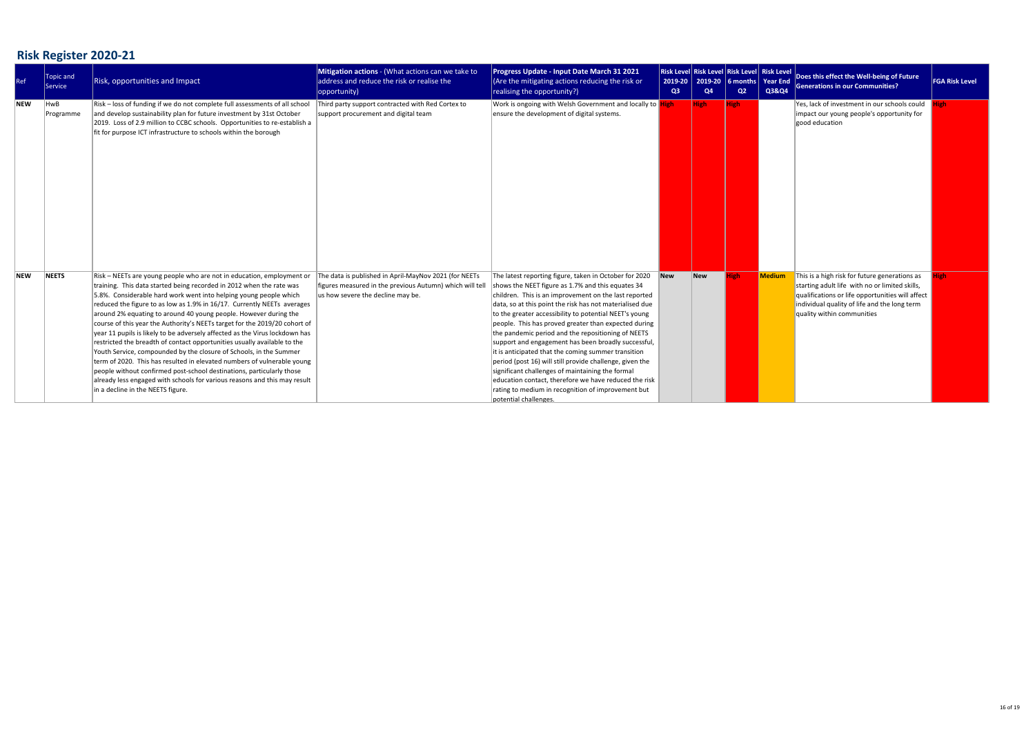## Risk Register 2020-21

| Ref | Topic and Service | Risk, opportunities and Impact | Mitigation actions - (What actions can we take to address and reduce the risk or realise the opportunity) | Progress Update - Input Date March 31 2021 (Are the mitigating actions reducing the risk or realising the opportunity?) | Risk Level 2019-20 Q3 | Risk Level 2019-20 Q4 | Risk Level 6 months Q2 | Risk Level Year End Q3&Q4 | Does this effect the Well-being of Future Generations in our Communities? | FGA Risk Level |
|---|---|---|---|---|---|---|---|---|---|---|
| **NEW** | HwB Programme | Risk – loss of funding if we do not complete full assessments of all school and develop sustainability plan for future investment by 31st October 2019. Loss of 2.9 million to CCBC schools. Opportunities to re-establish a fit for purpose ICT infrastructure to schools within the borough | Third party support contracted with Red Cortex to support procurement and digital team | Work is ongoing with Welsh Government and locally to ensure the development of digital systems. | High | High | High | | Yes, lack of investment in our schools could impact our young people's opportunity for good education | High |
| **NEW** | **NEETS** | Risk – NEETs are young people who are not in education, employment or training. This data started being recorded in 2012 when the rate was 5.8%. Considerable hard work went into helping young people which reduced the figure to as low as 1.9% in 16/17. Currently NEETs averages around 2% equating to around 40 young people. However during the course of this year the Authority's NEETs target for the 2019/20 cohort of year 11 pupils is likely to be adversely affected as the Virus lockdown has restricted the breadth of contact opportunities usually available to the Youth Service, compounded by the closure of Schools, in the Summer term of 2020. This has resulted in elevated numbers of vulnerable young people without confirmed post-school destinations, particularly those already less engaged with schools for various reasons and this may result in a decline in the NEETS figure. | The data is published in April-MayNov 2021 (for NEETs figures measured in the previous Autumn) which will tell us how severe the decline may be. | The latest reporting figure, taken in October for 2020 shows the NEET figure as 1.7% and this equates 34 children. This is an improvement on the last reported data, so at this point the risk has not materialised due to the greater accessibility to potential NEET's young people. This has proved greater than expected during the pandemic period and the repositioning of NEETS support and engagement has been broadly successful, it is anticipated that the coming summer transition period (post 16) will still provide challenge, given the significant challenges of maintaining the formal education contact, therefore we have reduced the risk rating to medium in recognition of improvement but potential challenges. | **New** | **New** | High | **Medium** | This is a high risk for future generations as starting adult life with no or limited skills, qualifications or life opportunities will affect individual quality of life and the long term quality within communities | High |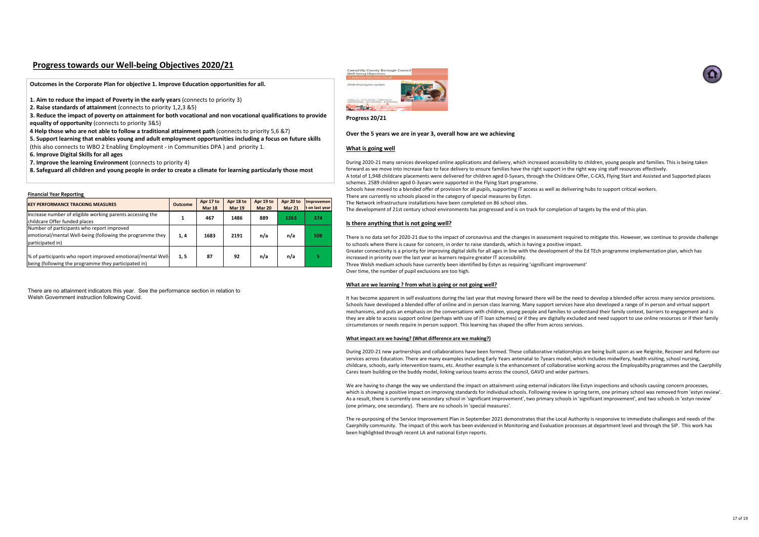# Progress towards our Well-being Objectives 2020/21

**Outcomes in the Corporate Plan for objective 1. Improve Education opportunities for all.**

**1. Aim to reduce the impact of Poverty in the early years** (connects to priority 3)
**2. Raise standards of attainment** (connects to priority 1,2,3 &5)
**3. Reduce the impact of poverty on attainment for both vocational and non vocational qualifications to provide equality of opportunity** (connects to priority 3&5)
**4 Help those who are not able to follow a traditional attainment path** (connects to priority 5,6 &7)
**5. Support learning that enables young and adult employment opportunities including a focus on future skills** (this also connects to WBO 2 Enabling Employment - in Communities DPA ) and priority 1.
**6. Improve Digital Skills for all ages**
**7. Improve the learning Environment** (connects to priority 4)
**8. Safeguard all children and young people in order to create a climate for learning particularly those most**

**Financial Year Reporting**

| KEY PERFORMANCE TRACKING MEASURES | Outcome | Apr 17 to Mar 18 | Apr 18 to Mar 19 | Apr 19 to Mar 20 | Apr 20 to Mar 21 | Improvement on last year |
|---|---|---|---|---|---|---|
| Increase number of eligible working parents accessing the childcare Offer funded places | 1 | 467 | 1486 | 889 | 1263 | 374 |
| Number of participants who report improved emotional/mental Well-being (following the programme they participated in) | 1, 4 | 1683 | 2191 | n/a | n/a | 508 |
| % of participants who report improved emotional/mental Well-being (following the programme they participated in) | 1, 5 | 87 | 92 | n/a | n/a | 5 |

There are no attainment indicators this year. See the performance section in relation to Welsh Government instruction following Covid.

**Progress 20/21**

**Over the 5 years we are in year 3, overall how are we achieving**

## What is going well

During 2020-21 many services developed online applications and delivery, which increased accessibility to children, young people and families. This is being taken forward as we move into increase face to face delivery to ensure families have the right support in the right way sing staff resources effectively.
A total of 1,948 childcare placements were delivered for children aged 0-5years, through the Childcare Offer, C-CAS, Flying Start and Assisted and Supported places schemes. 2589 children aged 0-3years were supported in the Flying Start programme.
Schools have moved to a blended offer of provision for all pupils, supporting IT access as well as delivering hubs to support critical workers.
There are currently no schools placed in the category of special measures by Estyn.
The Network infrastructure installations have been completed on 86 school sites.
The development of 21st century school environments has progressed and is on track for completion of targets by the end of this plan.

## Is there anything that is not going well?

There is no data set for 2020-21 due to the impact of coronavirus and the changes in assessment required to mitigate this. However, we continue to provide challenge to schools where there is cause for concern, in order to raise standards, which is having a positive impact.
Greater connectivity is a priority for improving digital skills for all ages in line with the development of the Ed TEch programme implementation plan, which has increased in priority over the last year as learners require greater IT accessibility.
Three Welsh medium schools have currently been identified by Estyn as requiring 'significant improvement'
Over time, the number of pupil exclusions are too high.

## What are we learning ? from what is going or not going well?

It has become apparent in self evaluations during the last year that moving forward there will be the need to develop a blended offer across many service provisions. Schools have developed a blended offer of online and in person class learning. Many support services have also developed a range of in person and virtual support mechanisms, and puts an emphasis on the conversations with children, young people and families to understand their family context, barriers to engagement and is they are able to access support online (perhaps with use of IT loan schemes) or if they are digitally excluded and need support to use online resources or if their family circumstances or needs require in person support. This learning has shaped the offer from across services.

## What impact are we having? (What difference are we making?)

During 2020-21 new partnerships and collaborations have been formed. These collaborative relationships are being built upon as we Reignite, Recover and Reform our services across Education. There are many examples including Early Years antenatal to 7years model, which includes midwifery, health visiting, school nursing, childcare, schools, early intervention teams, etc. Another example is the enhancement of collaborative working across the Employabilty programmes and the Caerphilly Cares team building on the buddy model, linking various teams across the council, GAVO and wider partners.

We are having to change the way we understand the impact on attainment using external indicators like Estyn inspections and schools causing concern processes, which is showing a positive impact on improving standards for individual schools. Following review in spring term, one primary school was removed from 'estyn review'. As a result, there is currently one secondary school in 'significant improvement', two primary schools in 'significant improvement', and two schools in 'estyn review' (one primary, one secondary). There are no schools in 'special measures'.

The re-purposing of the Service Improvement Plan in September 2021 demonstrates that the Local Authority is responsive to immediate challenges and needs of the Caerphilly community. The impact of this work has been evidenced in Monitoring and Evaluation processes at department level and through the SIP. This work has been highlighted through recent LA and national Estyn reports.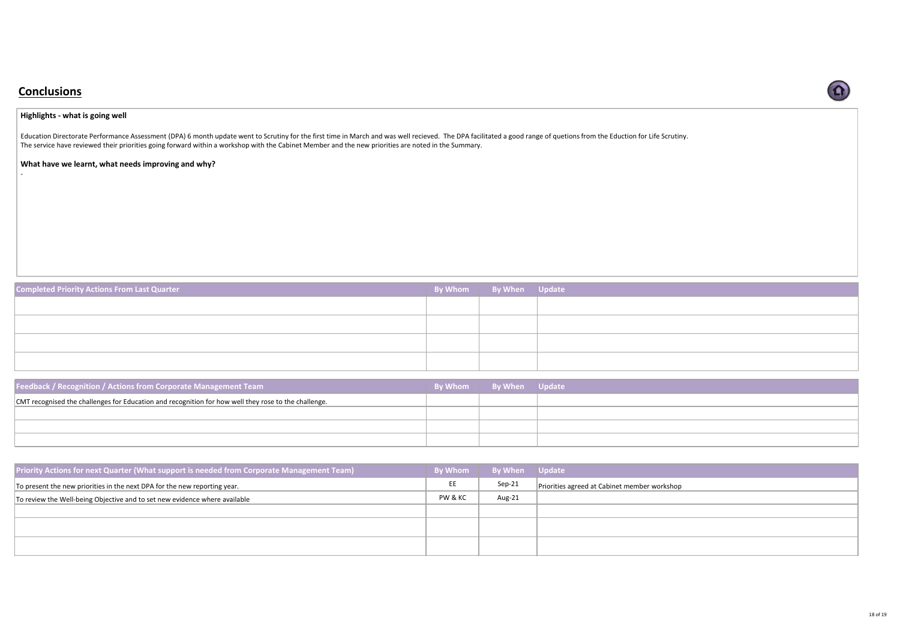## Conclusions

### Highlights - what is going well

Education Directorate Performance Assessment (DPA) 6 month update went to Scrutiny for the first time in March and was well recieved. The DPA facilitated a good range of quetions from the Eduction for Life Scrutiny.
The service have reviewed their priorities going forward within a workshop with the Cabinet Member and the new priorities are noted in the Summary.

### What have we learnt, what needs improving and why?

-

| Completed Priority Actions From Last Quarter | By Whom | By When | Update |
|---|---|---|---|
| | | | |
| | | | |
| | | | |
| | | | |

| Feedback / Recognition / Actions from Corporate Management Team | By Whom | By When | Update |
|---|---|---|---|
| CMT recognised the challenges for Education and recognition for how well they rose to the challenge. | | | |
| | | | |
| | | | |
| | | | |

| Priority Actions for next Quarter (What support is needed from Corporate Management Team) | By Whom | By When | Update |
|---|---|---|---|
| To present the new priorities in the next DPA for the new reporting year. | EE | Sep-21 | Priorities agreed at Cabinet member workshop |
| To review the Well-being Objective and to set new evidence where available | PW & KC | Aug-21 | |
| | | | |
| | | | |
| | | | |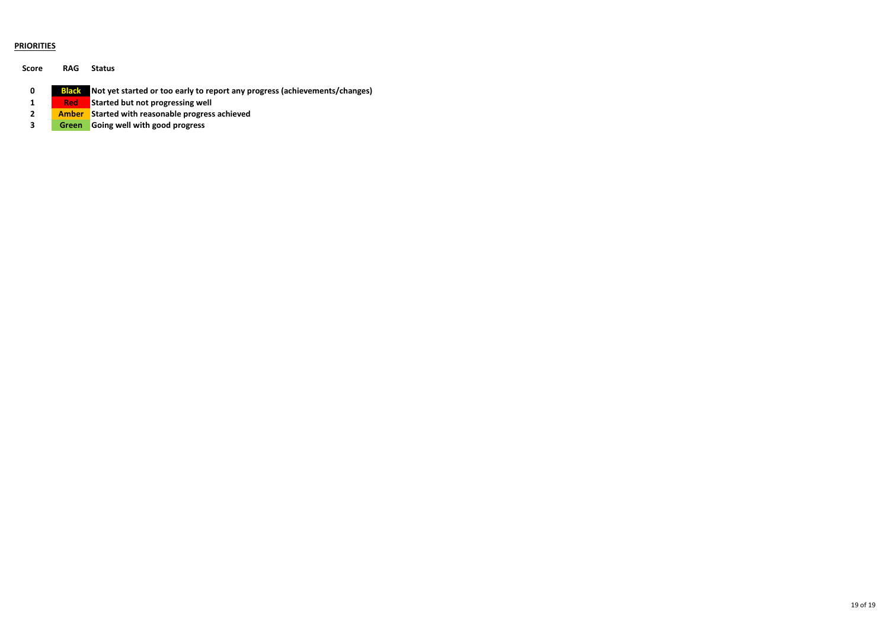**PRIORITIES**

| Score | RAG | Status |
|---|---|---|
| 0 | Black | Not yet started or too early to report any progress (achievements/changes) |
| 1 | Red | Started but not progressing well |
| 2 | Amber | Started with reasonable progress achieved |
| 3 | Green | Going well with good progress |